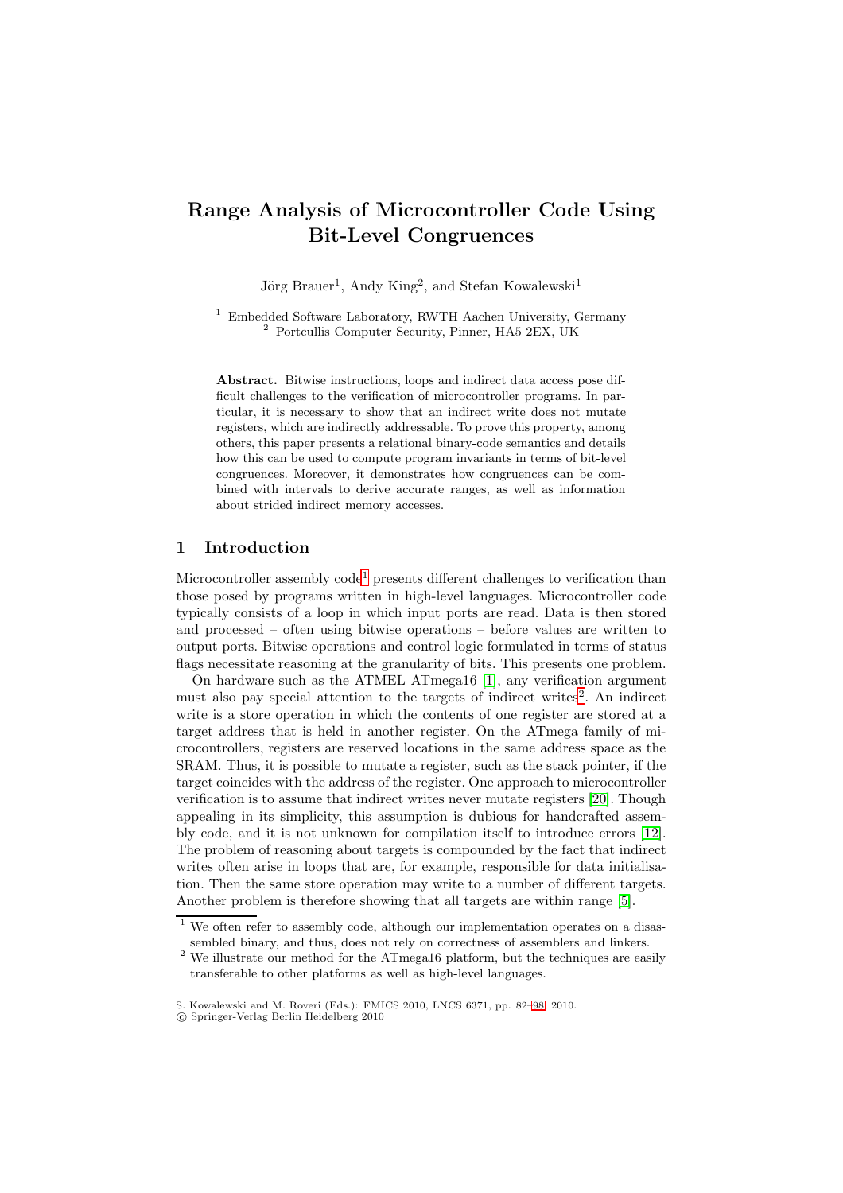# Range Analysis of Microcontroller Code Using Bit-Level Congruences

Jörg Brauer[1], Andy King[2], and Stefan Kowalewski[1]

[1] Embedded Software Laboratory, RWTH Aachen University, Germany
[2] Portcullis Computer Security, Pinner, HA5 2EX, UK

**Abstract.** Bitwise instructions, loops and indirect data access pose difficult challenges to the verification of microcontroller programs. In particular, it is necessary to show that an indirect write does not mutate registers, which are indirectly addressable. To prove this property, among others, this paper presents a relational binary-code semantics and details how this can be used to compute program invariants in terms of bit-level congruences. Moreover, it demonstrates how congruences can be combined with intervals to derive accurate ranges, as well as information about strided indirect memory accesses.

## 1 Introduction

Microcontroller assembly code[1] presents different challenges to verification than those posed by programs written in high-level languages. Microcontroller code typically consists of a loop in which input ports are read. Data is then stored and processed – often using bitwise operations – before values are written to output ports. Bitwise operations and control logic formulated in terms of status flags necessitate reasoning at the granularity of bits. This presents one problem.

On hardware such as the ATMEL ATmega16 [1], any verification argument must also pay special attention to the targets of indirect writes[2]. An indirect write is a store operation in which the contents of one register are stored at a target address that is held in another register. On the ATmega family of microcontrollers, registers are reserved locations in the same address space as the SRAM. Thus, it is possible to mutate a register, such as the stack pointer, if the target coincides with the address of the register. One approach to microcontroller verification is to assume that indirect writes never mutate registers [20]. Though appealing in its simplicity, this assumption is dubious for handcrafted assembly code, and it is not unknown for compilation itself to introduce errors [12]. The problem of reasoning about targets is compounded by the fact that indirect writes often arise in loops that are, for example, responsible for data initialisation. Then the same store operation may write to a number of different targets. Another problem is therefore showing that all targets are within range [5].

[1] We often refer to assembly code, although our implementation operates on a disassembled binary, and thus, does not rely on correctness of assemblers and linkers.

[2] We illustrate our method for the ATmega16 platform, but the techniques are easily transferable to other platforms as well as high-level languages.

S. Kowalewski and M. Roveri (Eds.): FMICS 2010, LNCS 6371, pp. 82–98, 2010.
© Springer-Verlag Berlin Heidelberg 2010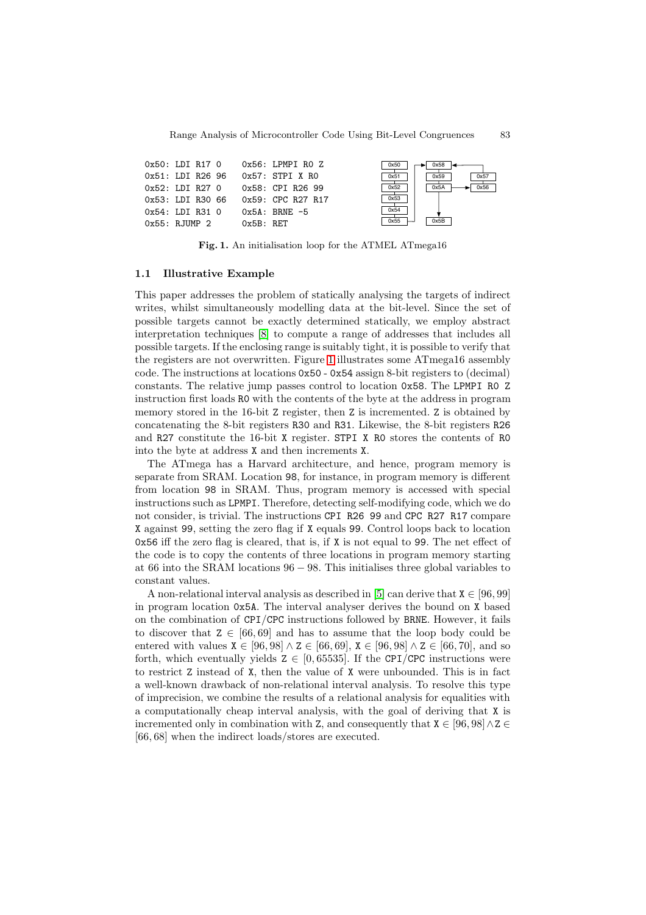```
0x50: LDI R17 0     0x56: LPMPI R0 Z
0x51: LDI R26 96    0x57: STPI X R0
0x52: LDI R27 0     0x58: CPI R26 99
0x53: LDI R30 66    0x59: CPC R27 R17
0x54: LDI R31 0     0x5A: BRNE -5
0x55: RJUMP 2       0x5B: RET
```

**Fig. 1.** An initialisation loop for the ATMEL ATmega16

### 1.1 Illustrative Example

This paper addresses the problem of statically analysing the targets of indirect writes, whilst simultaneously modelling data at the bit-level. Since the set of possible targets cannot be exactly determined statically, we employ abstract interpretation techniques [8] to compute a range of addresses that includes all possible targets. If the enclosing range is suitably tight, it is possible to verify that the registers are not overwritten. Figure 1 illustrates some ATmega16 assembly code. The instructions at locations `0x50` - `0x54` assign 8-bit registers to (decimal) constants. The relative jump passes control to location `0x58`. The `LPMPI R0 Z` instruction first loads `R0` with the contents of the byte at the address in program memory stored in the 16-bit `Z` register, then `Z` is incremented. `Z` is obtained by concatenating the 8-bit registers `R30` and `R31`. Likewise, the 8-bit registers `R26` and `R27` constitute the 16-bit `X` register. `STPI X R0` stores the contents of `R0` into the byte at address `X` and then increments `X`.

The ATmega has a Harvard architecture, and hence, program memory is separate from SRAM. Location `98`, for instance, in program memory is different from location `98` in SRAM. Thus, program memory is accessed with special instructions such as `LPMPI`. Therefore, detecting self-modifying code, which we do not consider, is trivial. The instructions `CPI R26 99` and `CPC R27 R17` compare `X` against `99`, setting the zero flag if `X` equals `99`. Control loops back to location `0x56` iff the zero flag is cleared, that is, if `X` is not equal to `99`. The net effect of the code is to copy the contents of three locations in program memory starting at 66 into the SRAM locations $96 - 98$. This initialises three global variables to constant values.

A non-relational interval analysis as described in [5] can derive that $\texttt{X} \in [96, 99]$ in program location `0x5A`. The interval analyser derives the bound on `X` based on the combination of `CPI`/`CPC` instructions followed by `BRNE`. However, it fails to discover that $\texttt{Z} \in [66, 69]$ and has to assume that the loop body could be entered with values $\texttt{X} \in [96, 98] \wedge \texttt{Z} \in [66, 69]$, $\texttt{X} \in [96, 98] \wedge \texttt{Z} \in [66, 70]$, and so forth, which eventually yields $\texttt{Z} \in [0, 65535]$. If the `CPI`/`CPC` instructions were to restrict `Z` instead of `X`, then the value of `X` were unbounded. This is in fact a well-known drawback of non-relational interval analysis. To resolve this type of imprecision, we combine the results of a relational analysis for equalities with a computationally cheap interval analysis, with the goal of deriving that `X` is incremented only in combination with `Z`, and consequently that $\texttt{X} \in [96, 98] \wedge \texttt{Z} \in [66, 68]$ when the indirect loads/stores are executed.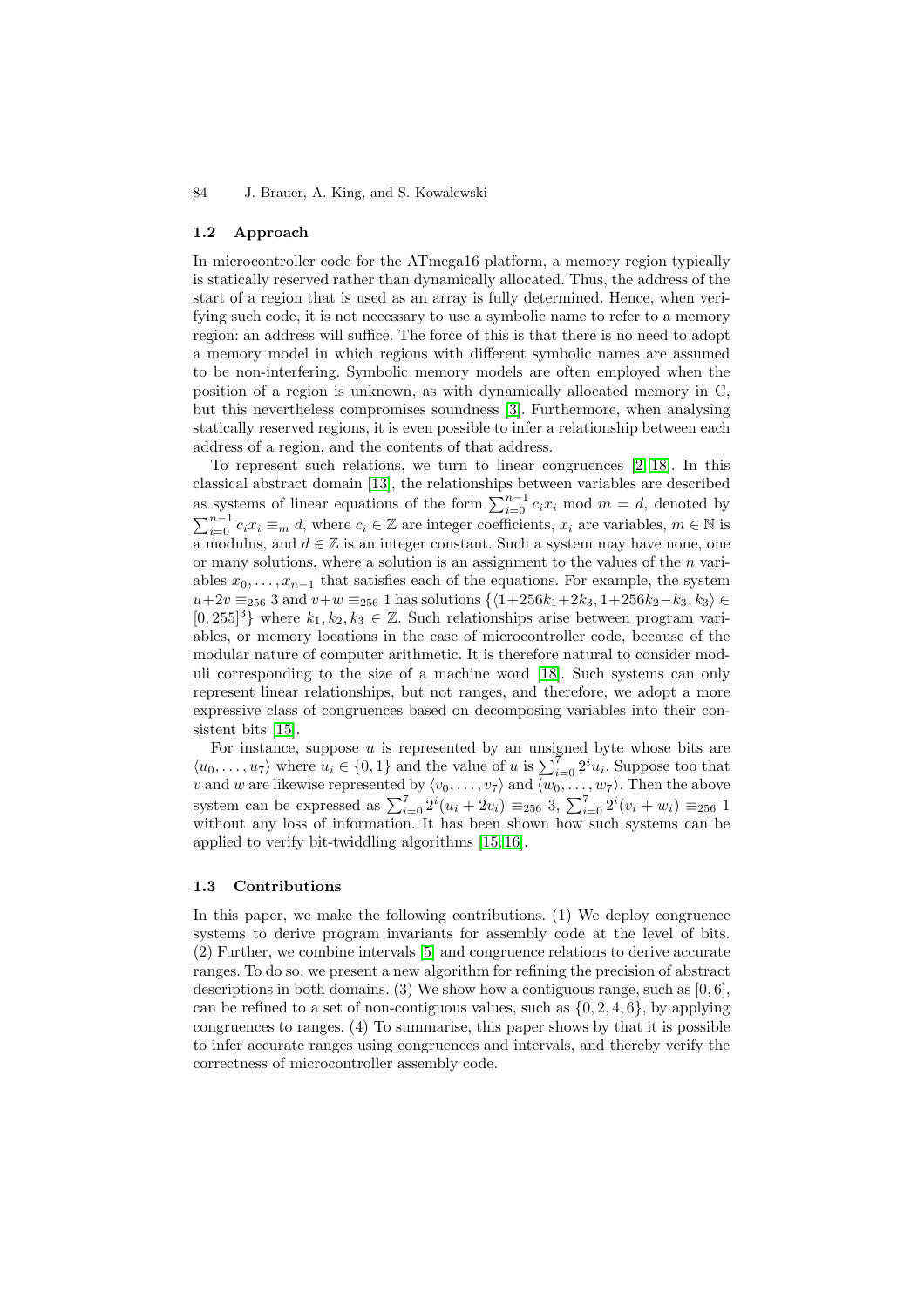### 1.2 Approach

In microcontroller code for the ATmega16 platform, a memory region typically is statically reserved rather than dynamically allocated. Thus, the address of the start of a region that is used as an array is fully determined. Hence, when verifying such code, it is not necessary to use a symbolic name to refer to a memory region: an address will suffice. The force of this is that there is no need to adopt a memory model in which regions with different symbolic names are assumed to be non-interfering. Symbolic memory models are often employed when the position of a region is unknown, as with dynamically allocated memory in C, but this nevertheless compromises soundness [3]. Furthermore, when analysing statically reserved regions, it is even possible to infer a relationship between each address of a region, and the contents of that address.

To represent such relations, we turn to linear congruences [2,18]. In this classical abstract domain [13], the relationships between variables are described as systems of linear equations of the form $\sum_{i=0}^{n-1} c_i x_i \bmod m = d$, denoted by $\sum_{i=0}^{n-1} c_i x_i \equiv_m d$, where $c_i \in \mathbb{Z}$ are integer coefficients, $x_i$ are variables, $m \in \mathbb{N}$ is a modulus, and $d \in \mathbb{Z}$ is an integer constant. Such a system may have none, one or many solutions, where a solution is an assignment to the values of the $n$ variables $x_0, \ldots, x_{n-1}$ that satisfies each of the equations. For example, the system $u+2v \equiv_{256} 3$ and $v+w \equiv_{256} 1$ has solutions $\{\langle 1+256k_1+2k_3, 1+256k_2-k_3, k_3\rangle \in [0, 255]^3\}$ where $k_1, k_2, k_3 \in \mathbb{Z}$. Such relationships arise between program variables, or memory locations in the case of microcontroller code, because of the modular nature of computer arithmetic. It is therefore natural to consider moduli corresponding to the size of a machine word [18]. Such systems can only represent linear relationships, but not ranges, and therefore, we adopt a more expressive class of congruences based on decomposing variables into their consistent bits [15].

For instance, suppose $u$ is represented by an unsigned byte whose bits are $\langle u_0, \ldots, u_7\rangle$ where $u_i \in \{0, 1\}$ and the value of $u$ is $\sum_{i=0}^{7} 2^i u_i$. Suppose too that $v$ and $w$ are likewise represented by $\langle v_0, \ldots, v_7\rangle$ and $\langle w_0, \ldots, w_7\rangle$. Then the above system can be expressed as $\sum_{i=0}^{7} 2^i(u_i + 2v_i) \equiv_{256} 3$, $\sum_{i=0}^{7} 2^i(v_i + w_i) \equiv_{256} 1$ without any loss of information. It has been shown how such systems can be applied to verify bit-twiddling algorithms [15,16].

### 1.3 Contributions

In this paper, we make the following contributions. (1) We deploy congruence systems to derive program invariants for assembly code at the level of bits. (2) Further, we combine intervals [5] and congruence relations to derive accurate ranges. To do so, we present a new algorithm for refining the precision of abstract descriptions in both domains. (3) We show how a contiguous range, such as $[0, 6]$, can be refined to a set of non-contiguous values, such as $\{0, 2, 4, 6\}$, by applying congruences to ranges. (4) To summarise, this paper shows by that it is possible to infer accurate ranges using congruences and intervals, and thereby verify the correctness of microcontroller assembly code.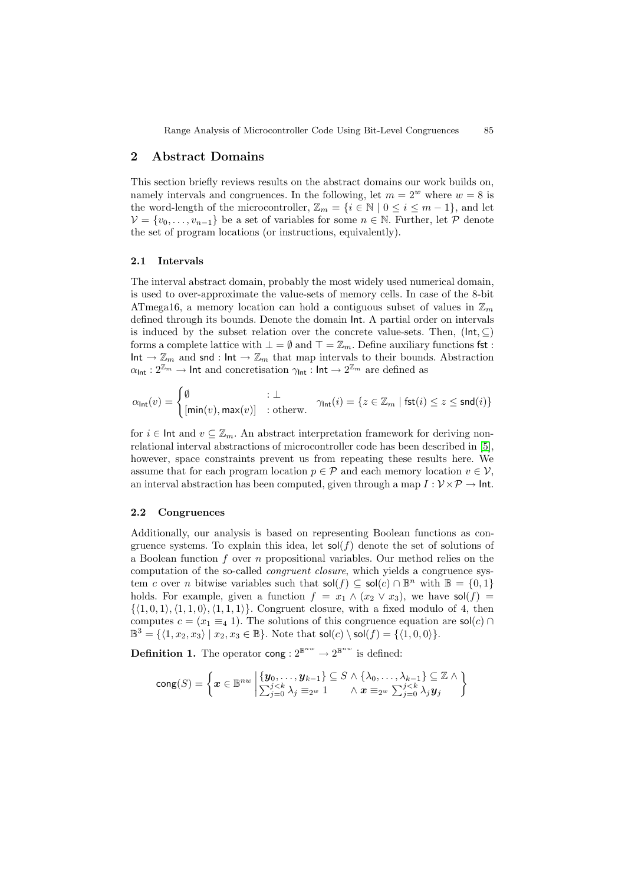## 2 Abstract Domains

This section briefly reviews results on the abstract domains our work builds on, namely intervals and congruences. In the following, let $m = 2^w$ where $w = 8$ is the word-length of the microcontroller, $\mathbb{Z}_m = \{i \in \mathbb{N} \mid 0 \leq i \leq m-1\}$, and let $\mathcal{V} = \{v_0, \ldots, v_{n-1}\}$ be a set of variables for some $n \in \mathbb{N}$. Further, let $\mathcal{P}$ denote the set of program locations (or instructions, equivalently).

### 2.1 Intervals

The interval abstract domain, probably the most widely used numerical domain, is used to over-approximate the value-sets of memory cells. In case of the 8-bit ATmega16, a memory location can hold a contiguous subset of values in $\mathbb{Z}_m$ defined through its bounds. Denote the domain $\mathsf{Int}$. A partial order on intervals is induced by the subset relation over the concrete value-sets. Then, $(\mathsf{Int}, \subseteq)$ forms a complete lattice with $\bot = \emptyset$ and $\top = \mathbb{Z}_m$. Define auxiliary functions $\mathsf{fst} : \mathsf{Int} \rightarrow \mathbb{Z}_m$ and $\mathsf{snd} : \mathsf{Int} \rightarrow \mathbb{Z}_m$ that map intervals to their bounds. Abstraction $\alpha_{\mathsf{Int}} : 2^{\mathbb{Z}_m} \rightarrow \mathsf{Int}$ and concretisation $\gamma_{\mathsf{Int}} : \mathsf{Int} \rightarrow 2^{\mathbb{Z}_m}$ are defined as

$$\alpha_{\mathsf{Int}}(v) = \begin{cases} \emptyset & : \bot \\ [\mathsf{min}(v), \mathsf{max}(v)] & : \text{otherw.} \end{cases} \quad \gamma_{\mathsf{Int}}(i) = \{z \in \mathbb{Z}_m \mid \mathsf{fst}(i) \leq z \leq \mathsf{snd}(i)\}$$

for $i \in \mathsf{Int}$ and $v \subseteq \mathbb{Z}_m$. An abstract interpretation framework for deriving non-relational interval abstractions of microcontroller code has been described in [5], however, space constraints prevent us from repeating these results here. We assume that for each program location $p \in \mathcal{P}$ and each memory location $v \in \mathcal{V}$, an interval abstraction has been computed, given through a map $I : \mathcal{V} \times \mathcal{P} \rightarrow \mathsf{Int}$.

### 2.2 Congruences

Additionally, our analysis is based on representing Boolean functions as congruence systems. To explain this idea, let $\mathsf{sol}(f)$ denote the set of solutions of a Boolean function $f$ over $n$ propositional variables. Our method relies on the computation of the so-called *congruent closure*, which yields a congruence system $c$ over $n$ bitwise variables such that $\mathsf{sol}(f) \subseteq \mathsf{sol}(c) \cap \mathbb{B}^n$ with $\mathbb{B} = \{0, 1\}$ holds. For example, given a function $f = x_1 \wedge (x_2 \vee x_3)$, we have $\mathsf{sol}(f) = \{\langle 1, 0, 1\rangle, \langle 1, 1, 0\rangle, \langle 1, 1, 1\rangle\}$. Congruent closure, with a fixed modulo of 4, then computes $c = (x_1 \equiv_4 1)$. The solutions of this congruence equation are $\mathsf{sol}(c) \cap \mathbb{B}^3 = \{\langle 1, x_2, x_3\rangle \mid x_2, x_3 \in \mathbb{B}\}$. Note that $\mathsf{sol}(c) \setminus \mathsf{sol}(f) = \{\langle 1, 0, 0\rangle\}$.

**Definition 1.** The operator $\mathsf{cong} : 2^{\mathbb{B}^{nw}} \rightarrow 2^{\mathbb{B}^{nw}}$ is defined:

$$\mathsf{cong}(S) = \left\{ \boldsymbol{x} \in \mathbb{B}^{nw} \left| \begin{array}{l} \{\boldsymbol{y}_0, \ldots, \boldsymbol{y}_{k-1}\} \subseteq S \wedge \{\lambda_0, \ldots, \lambda_{k-1}\} \subseteq \mathbb{Z} \wedge \\ \sum_{j=0}^{j<k} \lambda_j \equiv_{2^w} 1 \qquad \wedge \ \boldsymbol{x} \equiv_{2^w} \sum_{j=0}^{j<k} \lambda_j \boldsymbol{y}_j \end{array} \right. \right\}$$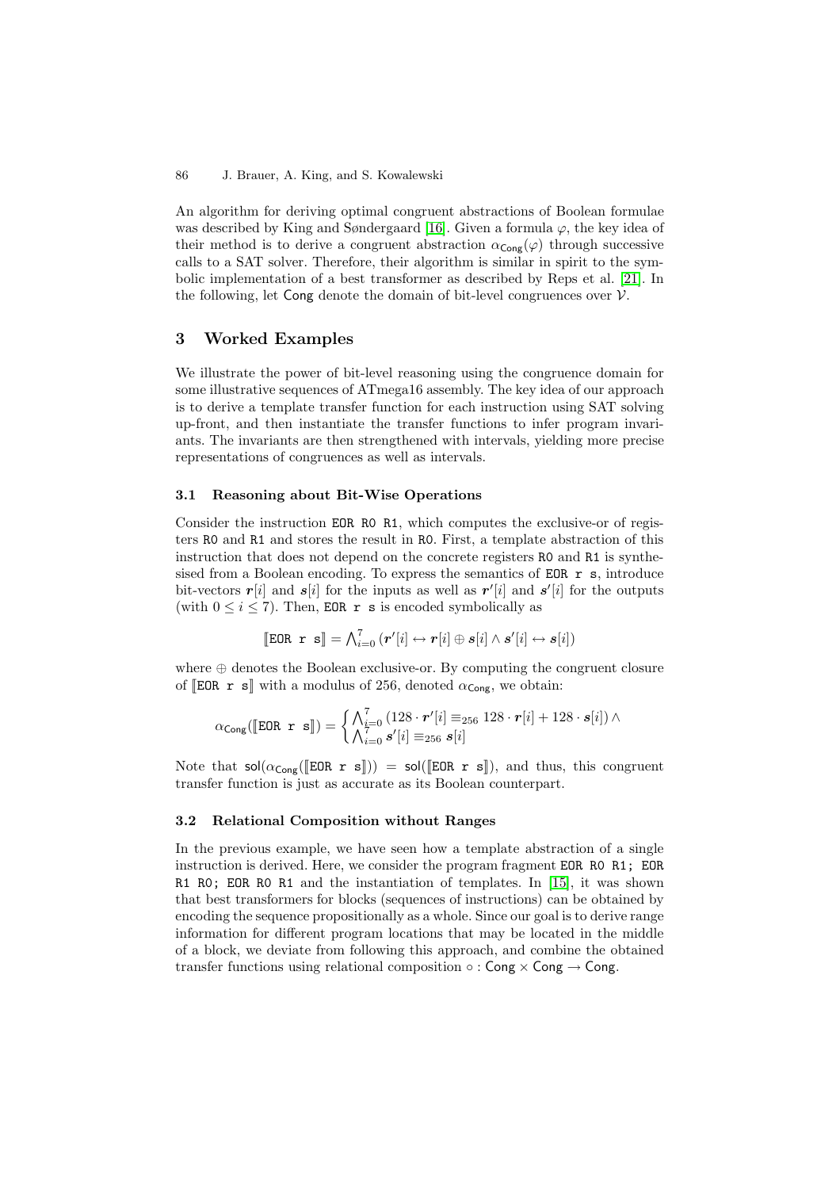An algorithm for deriving optimal congruent abstractions of Boolean formulae was described by King and Søndergaard [16]. Given a formula $\varphi$, the key idea of their method is to derive a congruent abstraction $\alpha_{\mathsf{Cong}}(\varphi)$ through successive calls to a SAT solver. Therefore, their algorithm is similar in spirit to the symbolic implementation of a best transformer as described by Reps et al. [21]. In the following, let Cong denote the domain of bit-level congruences over $\mathcal{V}$.

## 3 Worked Examples

We illustrate the power of bit-level reasoning using the congruence domain for some illustrative sequences of ATmega16 assembly. The key idea of our approach is to derive a template transfer function for each instruction using SAT solving up-front, and then instantiate the transfer functions to infer program invariants. The invariants are then strengthened with intervals, yielding more precise representations of congruences as well as intervals.

### 3.1 Reasoning about Bit-Wise Operations

Consider the instruction `EOR R0 R1`, which computes the exclusive-or of registers `R0` and `R1` and stores the result in `R0`. First, a template abstraction of this instruction that does not depend on the concrete registers `R0` and `R1` is synthesised from a Boolean encoding. To express the semantics of `EOR r s`, introduce bit-vectors $\boldsymbol{r}[i]$ and $\boldsymbol{s}[i]$ for the inputs as well as $\boldsymbol{r}'[i]$ and $\boldsymbol{s}'[i]$ for the outputs (with $0 \leq i \leq 7$). Then, `EOR r s` is encoded symbolically as

$$[\![\texttt{EOR r s}]\!] = \textstyle\bigwedge_{i=0}^{7} (\boldsymbol{r}'[i] \leftrightarrow \boldsymbol{r}[i] \oplus \boldsymbol{s}[i] \wedge \boldsymbol{s}'[i] \leftrightarrow \boldsymbol{s}[i])$$

where $\oplus$ denotes the Boolean exclusive-or. By computing the congruent closure of $[\![\texttt{EOR r s}]\!]$ with a modulus of 256, denoted $\alpha_{\mathsf{Cong}}$, we obtain:

$$\alpha_{\mathsf{Cong}}([\![\texttt{EOR r s}]\!]) = \begin{cases} \bigwedge_{i=0}^{7} (128 \cdot \boldsymbol{r}'[i] \equiv_{256} 128 \cdot \boldsymbol{r}[i] + 128 \cdot \boldsymbol{s}[i]) \wedge \\ \bigwedge_{i=0}^{7} \boldsymbol{s}'[i] \equiv_{256} \boldsymbol{s}[i] \end{cases}$$

Note that $\mathsf{sol}(\alpha_{\mathsf{Cong}}([\![\texttt{EOR r s}]\!])) = \mathsf{sol}([\![\texttt{EOR r s}]\!])$, and thus, this congruent transfer function is just as accurate as its Boolean counterpart.

### 3.2 Relational Composition without Ranges

In the previous example, we have seen how a template abstraction of a single instruction is derived. Here, we consider the program fragment `EOR R0 R1; EOR R1 R0; EOR R0 R1` and the instantiation of templates. In [15], it was shown that best transformers for blocks (sequences of instructions) can be obtained by encoding the sequence propositionally as a whole. Since our goal is to derive range information for different program locations that may be located in the middle of a block, we deviate from following this approach, and combine the obtained transfer functions using relational composition $\circ : \mathsf{Cong} \times \mathsf{Cong} \rightarrow \mathsf{Cong}$.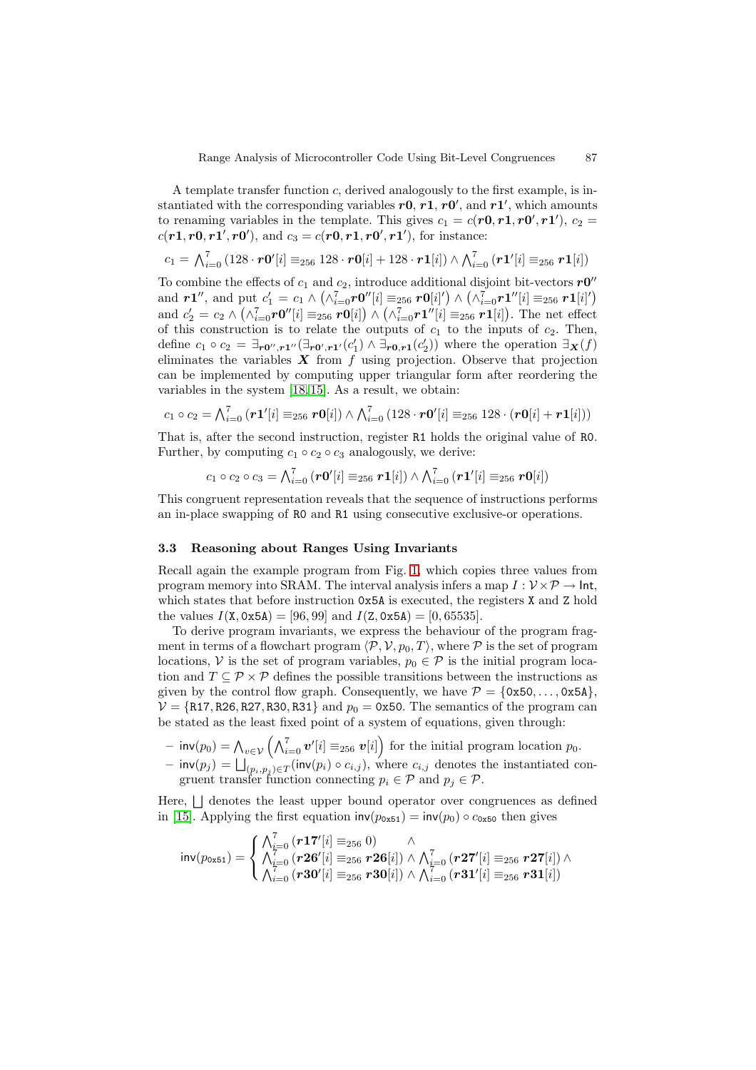A template transfer function $c$, derived analogously to the first example, is instantiated with the corresponding variables $\boldsymbol{r0}$, $\boldsymbol{r1}$, $\boldsymbol{r0'}$, and $\boldsymbol{r1'}$, which amounts to renaming variables in the template. This gives $c_1 = c(\boldsymbol{r0}, \boldsymbol{r1}, \boldsymbol{r0'}, \boldsymbol{r1'})$, $c_2 = c(\boldsymbol{r1}, \boldsymbol{r0}, \boldsymbol{r1'}, \boldsymbol{r0'})$, and $c_3 = c(\boldsymbol{r0}, \boldsymbol{r1}, \boldsymbol{r0'}, \boldsymbol{r1'})$, for instance:

$$c_1 = \bigwedge_{i=0}^{7} (128 \cdot \boldsymbol{r0'}[i] \equiv_{256} 128 \cdot \boldsymbol{r0}[i] + 128 \cdot \boldsymbol{r1}[i]) \wedge \bigwedge_{i=0}^{7} (\boldsymbol{r1'}[i] \equiv_{256} \boldsymbol{r1}[i])$$

To combine the effects of $c_1$ and $c_2$, introduce additional disjoint bit-vectors $\boldsymbol{r0''}$ and $\boldsymbol{r1''}$, and put $c_1' = c_1 \wedge \left(\wedge_{i=0}^{7} \boldsymbol{r0''}[i] \equiv_{256} \boldsymbol{r0}[i]'\right) \wedge \left(\wedge_{i=0}^{7} \boldsymbol{r1''}[i] \equiv_{256} \boldsymbol{r1}[i]'\right)$ and $c_2' = c_2 \wedge \left(\wedge_{i=0}^{7} \boldsymbol{r0''}[i] \equiv_{256} \boldsymbol{r0}[i]\right) \wedge \left(\wedge_{i=0}^{7} \boldsymbol{r1''}[i] \equiv_{256} \boldsymbol{r1}[i]\right)$. The net effect of this construction is to relate the outputs of $c_1$ to the inputs of $c_2$. Then, define $c_1 \circ c_2 = \exists_{\boldsymbol{r0''}, \boldsymbol{r1''}}(\exists_{\boldsymbol{r0'}, \boldsymbol{r1'}}(c_1') \wedge \exists_{\boldsymbol{r0}, \boldsymbol{r1}}(c_2'))$ where the operation $\exists_{\boldsymbol{X}}(f)$ eliminates the variables $\boldsymbol{X}$ from $f$ using projection. Observe that projection can be implemented by computing upper triangular form after reordering the variables in the system [18,15]. As a result, we obtain:

$$c_1 \circ c_2 = \bigwedge_{i=0}^{7} (\boldsymbol{r1'}[i] \equiv_{256} \boldsymbol{r0}[i]) \wedge \bigwedge_{i=0}^{7} (128 \cdot \boldsymbol{r0'}[i] \equiv_{256} 128 \cdot (\boldsymbol{r0}[i] + \boldsymbol{r1}[i]))$$

That is, after the second instruction, register R1 holds the original value of R0. Further, by computing $c_1 \circ c_2 \circ c_3$ analogously, we derive:

$$c_1 \circ c_2 \circ c_3 = \bigwedge_{i=0}^{7} (\boldsymbol{r0'}[i] \equiv_{256} \boldsymbol{r1}[i]) \wedge \bigwedge_{i=0}^{7} (\boldsymbol{r1'}[i] \equiv_{256} \boldsymbol{r0}[i])$$

This congruent representation reveals that the sequence of instructions performs an in-place swapping of R0 and R1 using consecutive exclusive-or operations.

### 3.3 Reasoning about Ranges Using Invariants

Recall again the example program from Fig. 1, which copies three values from program memory into SRAM. The interval analysis infers a map $I : \mathcal{V} \times \mathcal{P} \rightarrow \mathsf{Int}$, which states that before instruction 0x5A is executed, the registers X and Z hold the values $I(\mathtt{X}, \mathtt{0x5A}) = [96, 99]$ and $I(\mathtt{Z}, \mathtt{0x5A}) = [0, 65535]$.

To derive program invariants, we express the behaviour of the program fragment in terms of a flowchart program $\langle \mathcal{P}, \mathcal{V}, p_0, T \rangle$, where $\mathcal{P}$ is the set of program locations, $\mathcal{V}$ is the set of program variables, $p_0 \in \mathcal{P}$ is the initial program location and $T \subseteq \mathcal{P} \times \mathcal{P}$ defines the possible transitions between the instructions as given by the control flow graph. Consequently, we have $\mathcal{P} = \{\mathtt{0x50}, \ldots, \mathtt{0x5A}\}$, $\mathcal{V} = \{\mathtt{R17}, \mathtt{R26}, \mathtt{R27}, \mathtt{R30}, \mathtt{R31}\}$ and $p_0 = \mathtt{0x50}$. The semantics of the program can be stated as the least fixed point of a system of equations, given through:

- $\mathsf{inv}(p_0) = \bigwedge_{v \in \mathcal{V}} \left( \bigwedge_{i=0}^{7} \boldsymbol{v'}[i] \equiv_{256} \boldsymbol{v}[i] \right)$ for the initial program location $p_0$.
- $\mathsf{inv}(p_j) = \bigsqcup_{(p_i, p_j) \in T} (\mathsf{inv}(p_i) \circ c_{i,j})$, where $c_{i,j}$ denotes the instantiated congruent transfer function connecting $p_i \in \mathcal{P}$ and $p_j \in \mathcal{P}$.

Here, $\bigsqcup$ denotes the least upper bound operator over congruences as defined in [15]. Applying the first equation $\mathsf{inv}(p_{\mathtt{0x51}}) = \mathsf{inv}(p_0) \circ c_{\mathtt{0x50}}$ then gives

$$\mathsf{inv}(p_{\mathtt{0x51}}) = \begin{cases} \bigwedge_{i=0}^{7} (\boldsymbol{r17'}[i] \equiv_{256} 0) \quad \wedge \\ \bigwedge_{i=0}^{7} (\boldsymbol{r26'}[i] \equiv_{256} \boldsymbol{r26}[i]) \wedge \bigwedge_{i=0}^{7} (\boldsymbol{r27'}[i] \equiv_{256} \boldsymbol{r27}[i]) \wedge \\ \bigwedge_{i=0}^{7} (\boldsymbol{r30'}[i] \equiv_{256} \boldsymbol{r30}[i]) \wedge \bigwedge_{i=0}^{7} (\boldsymbol{r31'}[i] \equiv_{256} \boldsymbol{r31}[i]) \end{cases}$$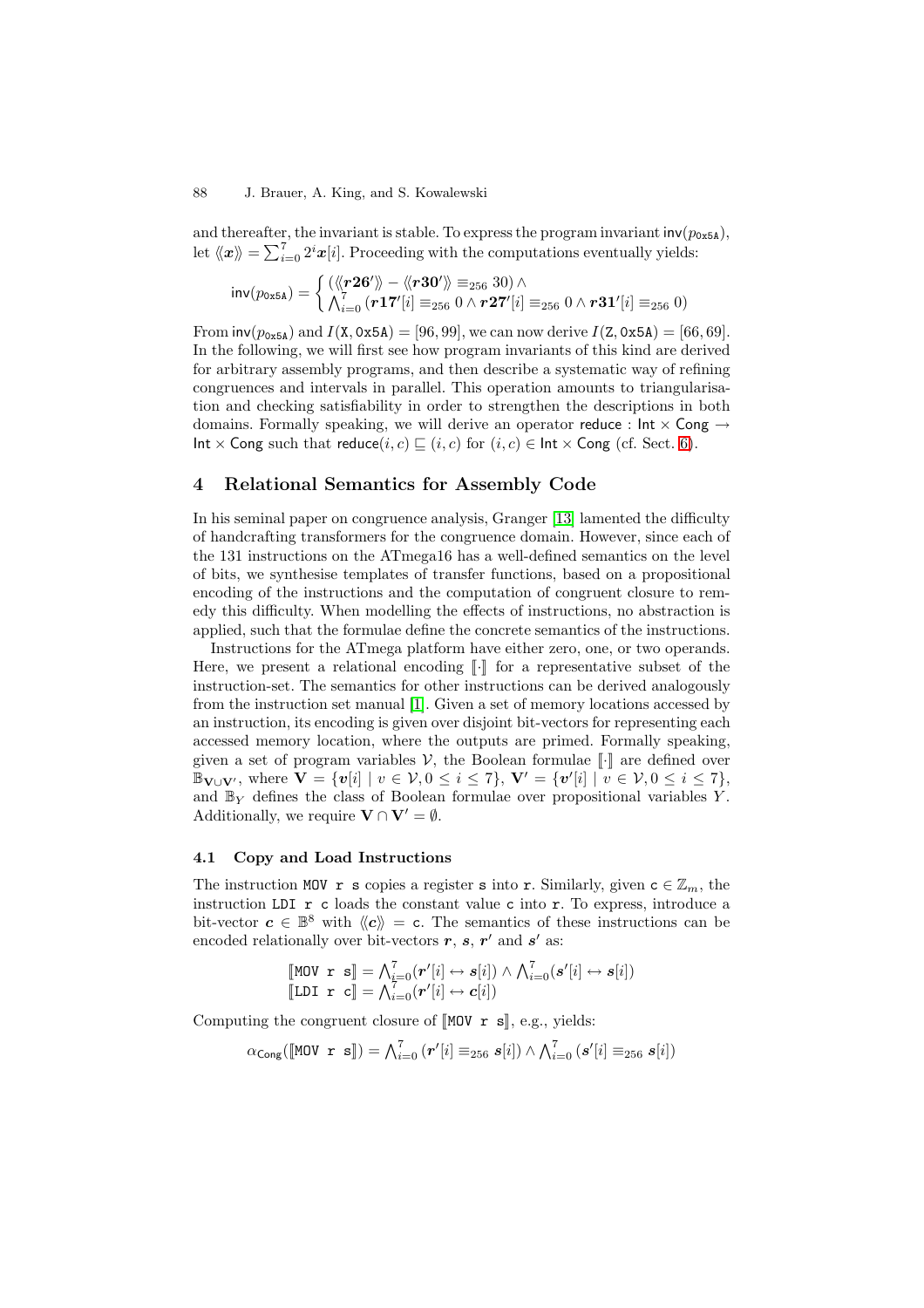and thereafter, the invariant is stable. To express the program invariant $\mathsf{inv}(p_{\texttt{0x5A}})$, let $\langle\!\langle \boldsymbol{x} \rangle\!\rangle = \sum_{i=0}^{7} 2^i \boldsymbol{x}[i]$. Proceeding with the computations eventually yields:

$$\mathsf{inv}(p_{\texttt{0x5A}}) = \begin{cases} (\langle\!\langle \boldsymbol{r26'} \rangle\!\rangle - \langle\!\langle \boldsymbol{r30'} \rangle\!\rangle \equiv_{256} 30) \wedge \\ \bigwedge_{i=0}^{7} (\boldsymbol{r17'}[i] \equiv_{256} 0 \wedge \boldsymbol{r27'}[i] \equiv_{256} 0 \wedge \boldsymbol{r31'}[i] \equiv_{256} 0) \end{cases}$$

From $\mathsf{inv}(p_{\texttt{0x5A}})$ and $I(\texttt{X}, \texttt{0x5A}) = [96, 99]$, we can now derive $I(\texttt{Z}, \texttt{0x5A}) = [66, 69]$. In the following, we will first see how program invariants of this kind are derived for arbitrary assembly programs, and then describe a systematic way of refining congruences and intervals in parallel. This operation amounts to triangularisation and checking satisfiability in order to strengthen the descriptions in both domains. Formally speaking, we will derive an operator $\mathsf{reduce} : \mathsf{Int} \times \mathsf{Cong} \rightarrow \mathsf{Int} \times \mathsf{Cong}$ such that $\mathsf{reduce}(i, c) \sqsubseteq (i, c)$ for $(i, c) \in \mathsf{Int} \times \mathsf{Cong}$ (cf. Sect. 6).

## 4 Relational Semantics for Assembly Code

In his seminal paper on congruence analysis, Granger [13] lamented the difficulty of handcrafting transformers for the congruence domain. However, since each of the 131 instructions on the ATmega16 has a well-defined semantics on the level of bits, we synthesise templates of transfer functions, based on a propositional encoding of the instructions and the computation of congruent closure to remedy this difficulty. When modelling the effects of instructions, no abstraction is applied, such that the formulae define the concrete semantics of the instructions.

Instructions for the ATmega platform have either zero, one, or two operands. Here, we present a relational encoding $[\![\cdot]\!]$ for a representative subset of the instruction-set. The semantics for other instructions can be derived analogously from the instruction set manual [1]. Given a set of memory locations accessed by an instruction, its encoding is given over disjoint bit-vectors for representing each accessed memory location, where the outputs are primed. Formally speaking, given a set of program variables $\mathcal{V}$, the Boolean formulae $[\![\cdot]\!]$ are defined over $\mathbb{B}_{\mathbf{V} \cup \mathbf{V}'}$, where $\mathbf{V} = \{\boldsymbol{v}[i] \mid v \in \mathcal{V}, 0 \leq i \leq 7\}$, $\mathbf{V}' = \{\boldsymbol{v}'[i] \mid v \in \mathcal{V}, 0 \leq i \leq 7\}$, and $\mathbb{B}_Y$ defines the class of Boolean formulae over propositional variables $Y$. Additionally, we require $\mathbf{V} \cap \mathbf{V}' = \emptyset$.

### 4.1 Copy and Load Instructions

The instruction `MOV r s` copies a register `s` into `r`. Similarly, given $\mathtt{c} \in \mathbb{Z}_m$, the instruction `LDI r c` loads the constant value `c` into `r`. To express, introduce a bit-vector $\boldsymbol{c} \in \mathbb{B}^8$ with $\langle\!\langle \boldsymbol{c} \rangle\!\rangle = \mathtt{c}$. The semantics of these instructions can be encoded relationally over bit-vectors $\boldsymbol{r}$, $\boldsymbol{s}$, $\boldsymbol{r}'$ and $\boldsymbol{s}'$ as:

$$\begin{aligned} [\![\texttt{MOV r s}]\!] &= \textstyle\bigwedge_{i=0}^{7} (\boldsymbol{r}'[i] \leftrightarrow \boldsymbol{s}[i]) \wedge \bigwedge_{i=0}^{7} (\boldsymbol{s}'[i] \leftrightarrow \boldsymbol{s}[i]) \\ [\![\texttt{LDI r c}]\!] &= \textstyle\bigwedge_{i=0}^{7} (\boldsymbol{r}'[i] \leftrightarrow \boldsymbol{c}[i]) \end{aligned}$$

Computing the congruent closure of $[\![\texttt{MOV r s}]\!]$, e.g., yields:

$$\alpha_{\mathsf{Cong}}([\![\texttt{MOV r s}]\!]) = \textstyle\bigwedge_{i=0}^{7} (\boldsymbol{r}'[i] \equiv_{256} \boldsymbol{s}[i]) \wedge \bigwedge_{i=0}^{7} (\boldsymbol{s}'[i] \equiv_{256} \boldsymbol{s}[i])$$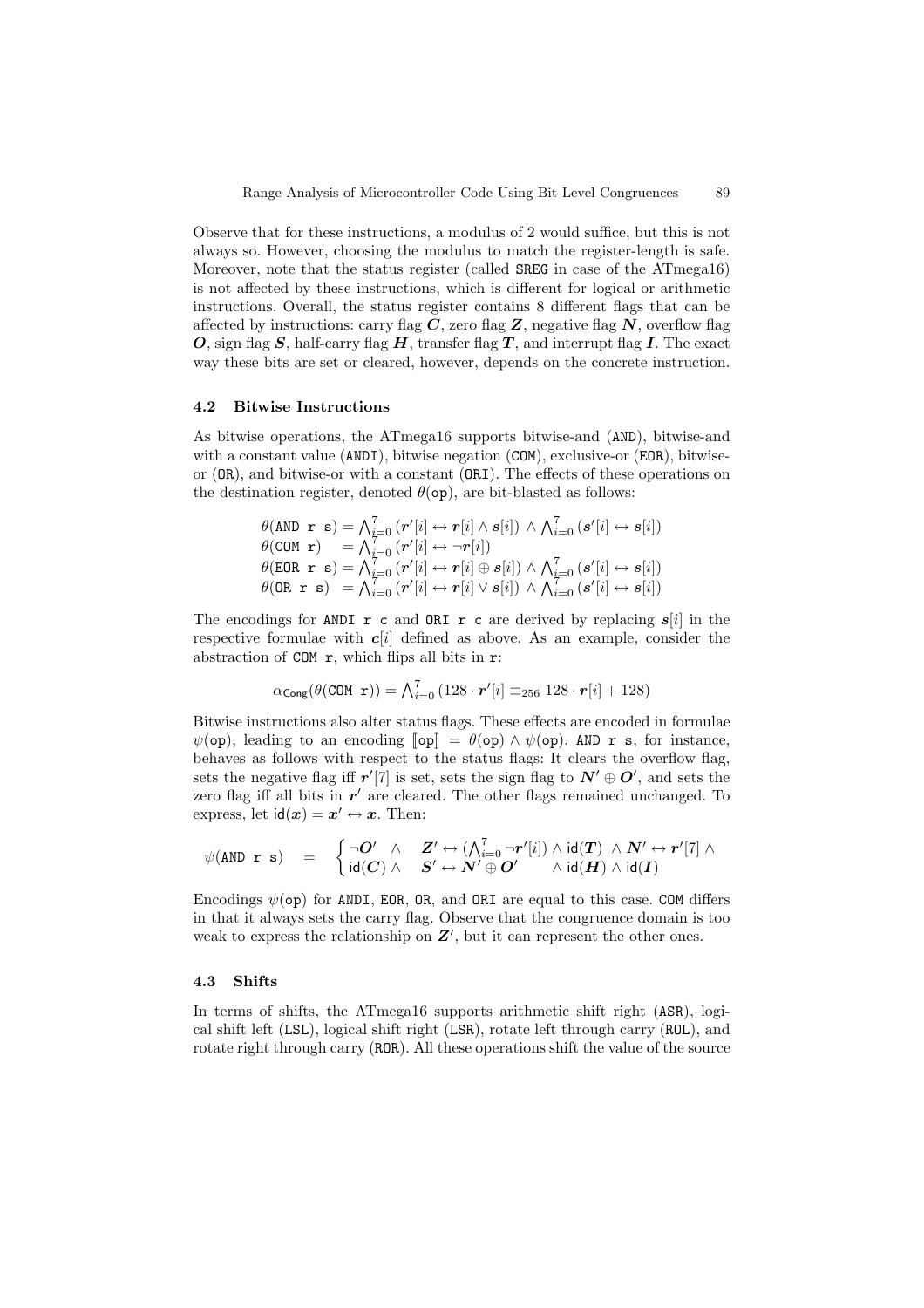Observe that for these instructions, a modulus of 2 would suffice, but this is not always so. However, choosing the modulus to match the register-length is safe. Moreover, note that the status register (called SREG in case of the ATmega16) is not affected by these instructions, which is different for logical or arithmetic instructions. Overall, the status register contains 8 different flags that can be affected by instructions: carry flag $\boldsymbol{C}$, zero flag $\boldsymbol{Z}$, negative flag $\boldsymbol{N}$, overflow flag $\boldsymbol{O}$, sign flag $\boldsymbol{S}$, half-carry flag $\boldsymbol{H}$, transfer flag $\boldsymbol{T}$, and interrupt flag $\boldsymbol{I}$. The exact way these bits are set or cleared, however, depends on the concrete instruction.

### 4.2 Bitwise Instructions

As bitwise operations, the ATmega16 supports bitwise-and (AND), bitwise-and with a constant value (ANDI), bitwise negation (COM), exclusive-or (EOR), bitwise-or (OR), and bitwise-or with a constant (ORI). The effects of these operations on the destination register, denoted $\theta(\mathtt{op})$, are bit-blasted as follows:

$$
\begin{aligned}
\theta(\mathtt{AND\ r\ s}) &= \textstyle\bigwedge_{i=0}^{7} (\boldsymbol{r}'[i] \leftrightarrow \boldsymbol{r}[i] \wedge \boldsymbol{s}[i]) \wedge \bigwedge_{i=0}^{7} (\boldsymbol{s}'[i] \leftrightarrow \boldsymbol{s}[i]) \\
\theta(\mathtt{COM\ r}) &= \textstyle\bigwedge_{i=0}^{7} (\boldsymbol{r}'[i] \leftrightarrow \neg \boldsymbol{r}[i]) \\
\theta(\mathtt{EOR\ r\ s}) &= \textstyle\bigwedge_{i=0}^{7} (\boldsymbol{r}'[i] \leftrightarrow \boldsymbol{r}[i] \oplus \boldsymbol{s}[i]) \wedge \bigwedge_{i=0}^{7} (\boldsymbol{s}'[i] \leftrightarrow \boldsymbol{s}[i]) \\
\theta(\mathtt{OR\ r\ s}) &= \textstyle\bigwedge_{i=0}^{7} (\boldsymbol{r}'[i] \leftrightarrow \boldsymbol{r}[i] \vee \boldsymbol{s}[i]) \wedge \bigwedge_{i=0}^{7} (\boldsymbol{s}'[i] \leftrightarrow \boldsymbol{s}[i])
\end{aligned}
$$

The encodings for ANDI r c and ORI r c are derived by replacing $\boldsymbol{s}[i]$ in the respective formulae with $\boldsymbol{c}[i]$ defined as above. As an example, consider the abstraction of COM r, which flips all bits in r:

$$
\alpha_{\mathsf{Cong}}(\theta(\mathtt{COM\ r})) = \textstyle\bigwedge_{i=0}^{7} (128 \cdot \boldsymbol{r}'[i] \equiv_{256} 128 \cdot \boldsymbol{r}[i] + 128)
$$

Bitwise instructions also alter status flags. These effects are encoded in formulae $\psi(\mathtt{op})$, leading to an encoding $[\![\mathtt{op}]\!] = \theta(\mathtt{op}) \wedge \psi(\mathtt{op})$. AND r s, for instance, behaves as follows with respect to the status flags: It clears the overflow flag, sets the negative flag iff $\boldsymbol{r}'[7]$ is set, sets the sign flag to $\boldsymbol{N}' \oplus \boldsymbol{O}'$, and sets the zero flag iff all bits in $\boldsymbol{r}'$ are cleared. The other flags remained unchanged. To express, let $\mathsf{id}(\boldsymbol{x}) = \boldsymbol{x}' \leftrightarrow \boldsymbol{x}$. Then:

$$
\psi(\mathtt{AND\ r\ s}) \quad = \quad \begin{cases} \neg \boldsymbol{O}' \ \wedge & \boldsymbol{Z}' \leftrightarrow (\bigwedge_{i=0}^{7} \neg \boldsymbol{r}'[i]) \wedge \mathsf{id}(\boldsymbol{T}) \ \wedge \boldsymbol{N}' \leftrightarrow \boldsymbol{r}'[7] \wedge \\ \mathsf{id}(\boldsymbol{C}) \wedge & \boldsymbol{S}' \leftrightarrow \boldsymbol{N}' \oplus \boldsymbol{O}' \qquad \wedge \mathsf{id}(\boldsymbol{H}) \wedge \mathsf{id}(\boldsymbol{I}) \end{cases}
$$

Encodings $\psi(\mathtt{op})$ for ANDI, EOR, OR, and ORI are equal to this case. COM differs in that it always sets the carry flag. Observe that the congruence domain is too weak to express the relationship on $\boldsymbol{Z}'$, but it can represent the other ones.

### 4.3 Shifts

In terms of shifts, the ATmega16 supports arithmetic shift right (ASR), logical shift left (LSL), logical shift right (LSR), rotate left through carry (ROL), and rotate right through carry (ROR). All these operations shift the value of the source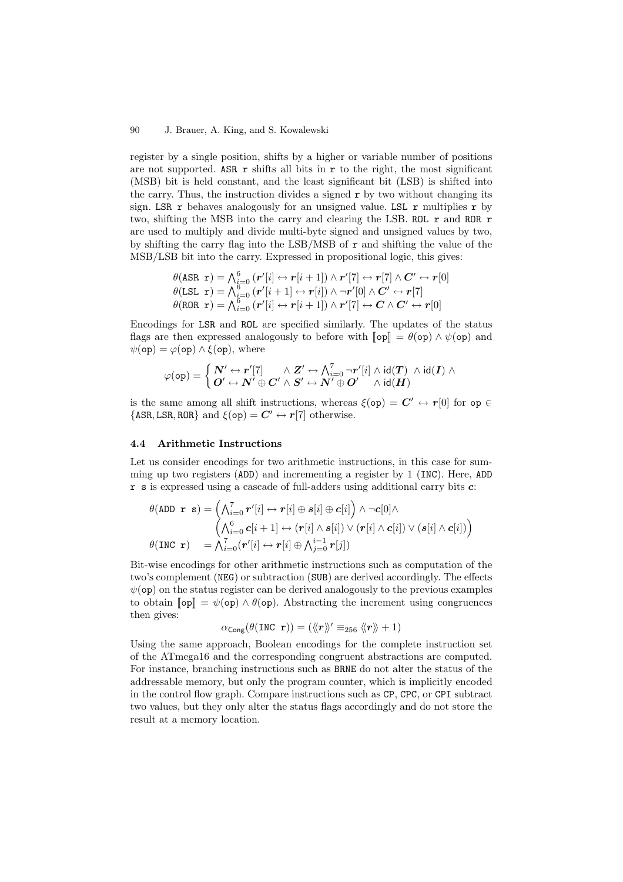register by a single position, shifts by a higher or variable number of positions are not supported. `ASR r` shifts all bits in `r` to the right, the most significant (MSB) bit is held constant, and the least significant bit (LSB) is shifted into the carry. Thus, the instruction divides a signed `r` by two without changing its sign. `LSR r` behaves analogously for an unsigned value. `LSL r` multiplies `r` by two, shifting the MSB into the carry and clearing the LSB. `ROL r` and `ROR r` are used to multiply and divide multi-byte signed and unsigned values by two, by shifting the carry flag into the LSB/MSB of `r` and shifting the value of the MSB/LSB bit into the carry. Expressed in propositional logic, this gives:

$$
\begin{aligned}
&\theta(\texttt{ASR r}) = \textstyle\bigwedge_{i=0}^{6} (\boldsymbol{r}'[i] \leftrightarrow \boldsymbol{r}[i+1]) \wedge \boldsymbol{r}'[7] \leftrightarrow \boldsymbol{r}[7] \wedge \boldsymbol{C}' \leftrightarrow \boldsymbol{r}[0] \\
&\theta(\texttt{LSL r}) = \textstyle\bigwedge_{i=0}^{6} (\boldsymbol{r}'[i+1] \leftrightarrow \boldsymbol{r}[i]) \wedge \neg \boldsymbol{r}'[0] \wedge \boldsymbol{C}' \leftrightarrow \boldsymbol{r}[7] \\
&\theta(\texttt{ROR r}) = \textstyle\bigwedge_{i=0}^{6} (\boldsymbol{r}'[i] \leftrightarrow \boldsymbol{r}[i+1]) \wedge \boldsymbol{r}'[7] \leftrightarrow \boldsymbol{C} \wedge \boldsymbol{C}' \leftrightarrow \boldsymbol{r}[0]
\end{aligned}
$$

Encodings for `LSR` and `ROL` are specified similarly. The updates of the status flags are then expressed analogously to before with $[\![\texttt{op}]\!] = \theta(\texttt{op}) \wedge \psi(\texttt{op})$ and $\psi(\texttt{op}) = \varphi(\texttt{op}) \wedge \xi(\texttt{op})$, where

$$
\varphi(\texttt{op}) = \begin{cases} \boldsymbol{N}' \leftrightarrow \boldsymbol{r}'[7] & \wedge\ \boldsymbol{Z}' \leftrightarrow \bigwedge_{i=0}^{7} \neg \boldsymbol{r}'[i] \wedge \mathsf{id}(\boldsymbol{T}) \ \wedge \mathsf{id}(\boldsymbol{I}) \ \wedge \\ \boldsymbol{O}' \leftrightarrow \boldsymbol{N}' \oplus \boldsymbol{C}' & \wedge\ \boldsymbol{S}' \leftrightarrow \boldsymbol{N}' \oplus \boldsymbol{O}' \quad \wedge \mathsf{id}(\boldsymbol{H}) \end{cases}
$$

is the same among all shift instructions, whereas $\xi(\texttt{op}) = \boldsymbol{C}' \leftrightarrow \boldsymbol{r}[0]$ for $\texttt{op} \in \{\texttt{ASR}, \texttt{LSR}, \texttt{ROR}\}$ and $\xi(\texttt{op}) = \boldsymbol{C}' \leftrightarrow \boldsymbol{r}[7]$ otherwise.

### 4.4 Arithmetic Instructions

Let us consider encodings for two arithmetic instructions, in this case for summing up two registers (`ADD`) and incrementing a register by 1 (`INC`). Here, `ADD r s` is expressed using a cascade of full-adders using additional carry bits $\boldsymbol{c}$:

$$
\begin{aligned}
\theta(\texttt{ADD r s}) &= \left(\textstyle\bigwedge_{i=0}^{7} \boldsymbol{r}'[i] \leftrightarrow \boldsymbol{r}[i] \oplus \boldsymbol{s}[i] \oplus \boldsymbol{c}[i]\right) \wedge \neg \boldsymbol{c}[0] \wedge \\
&\quad \left(\textstyle\bigwedge_{i=0}^{6} \boldsymbol{c}[i+1] \leftrightarrow (\boldsymbol{r}[i] \wedge \boldsymbol{s}[i]) \vee (\boldsymbol{r}[i] \wedge \boldsymbol{c}[i]) \vee (\boldsymbol{s}[i] \wedge \boldsymbol{c}[i])\right) \\
\theta(\texttt{INC r}) &= \textstyle\bigwedge_{i=0}^{7} (\boldsymbol{r}'[i] \leftrightarrow \boldsymbol{r}[i] \oplus \bigwedge_{j=0}^{i-1} \boldsymbol{r}[j])
\end{aligned}
$$

Bit-wise encodings for other arithmetic instructions such as computation of the two's complement (`NEG`) or subtraction (`SUB`) are derived accordingly. The effects $\psi(\texttt{op})$ on the status register can be derived analogously to the previous examples to obtain $[\![\texttt{op}]\!] = \psi(\texttt{op}) \wedge \theta(\texttt{op})$. Abstracting the increment using congruences then gives:

$$
\alpha_{\mathsf{Cong}}(\theta(\texttt{INC r})) = (\langle\!\langle \boldsymbol{r} \rangle\!\rangle' \equiv_{256} \langle\!\langle \boldsymbol{r} \rangle\!\rangle + 1)
$$

Using the same approach, Boolean encodings for the complete instruction set of the ATmega16 and the corresponding congruent abstractions are computed. For instance, branching instructions such as `BRNE` do not alter the status of the addressable memory, but only the program counter, which is implicitly encoded in the control flow graph. Compare instructions such as `CP`, `CPC`, or `CPI` subtract two values, but they only alter the status flags accordingly and do not store the result at a memory location.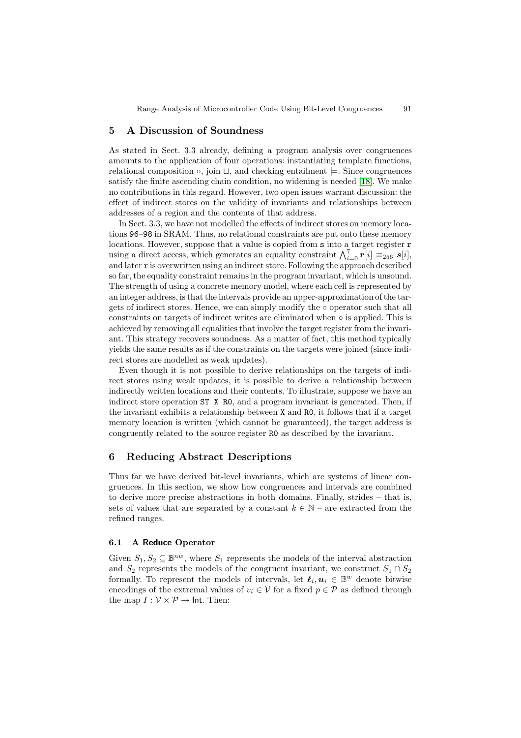## 5 A Discussion of Soundness

As stated in Sect. 3.3 already, defining a program analysis over congruences amounts to the application of four operations: instantiating template functions, relational composition $\circ$, join $\sqcup$, and checking entailment $\models$. Since congruences satisfy the finite ascending chain condition, no widening is needed [18]. We make no contributions in this regard. However, two open issues warrant discussion: the effect of indirect stores on the validity of invariants and relationships between addresses of a region and the contents of that address.

In Sect. 3.3, we have not modelled the effects of indirect stores on memory locations `96`–`98` in SRAM. Thus, no relational constraints are put onto these memory locations. However, suppose that a value is copied from `s` into a target register `r` using a direct access, which generates an equality constraint $\bigwedge_{i=0}^{7} \boldsymbol{r}[i] \equiv_{256} \boldsymbol{s}[i]$, and later `r` is overwritten using an indirect store. Following the approach described so far, the equality constraint remains in the program invariant, which is unsound. The strength of using a concrete memory model, where each cell is represented by an integer address, is that the intervals provide an upper-approximation of the targets of indirect stores. Hence, we can simply modify the $\circ$ operator such that all constraints on targets of indirect writes are eliminated when $\circ$ is applied. This is achieved by removing all equalities that involve the target register from the invariant. This strategy recovers soundness. As a matter of fact, this method typically yields the same results as if the constraints on the targets were joined (since indirect stores are modelled as weak updates).

Even though it is not possible to derive relationships on the targets of indirect stores using weak updates, it is possible to derive a relationship between indirectly written locations and their contents. To illustrate, suppose we have an indirect store operation `ST X R0`, and a program invariant is generated. Then, if the invariant exhibits a relationship between `X` and `R0`, it follows that if a target memory location is written (which cannot be guaranteed), the target address is congruently related to the source register `R0` as described by the invariant.

## 6 Reducing Abstract Descriptions

Thus far we have derived bit-level invariants, which are systems of linear congruences. In this section, we show how congruences and intervals are combined to derive more precise abstractions in both domains. Finally, strides – that is, sets of values that are separated by a constant $k \in \mathbb{N}$ – are extracted from the refined ranges.

### 6.1 A Reduce Operator

Given $S_1, S_2 \subseteq \mathbb{B}^{nw}$, where $S_1$ represents the models of the interval abstraction and $S_2$ represents the models of the congruent invariant, we construct $S_1 \cap S_2$ formally. To represent the models of intervals, let $\boldsymbol{\ell}_i, \boldsymbol{u}_i \in \mathbb{B}^w$ denote bitwise encodings of the extremal values of $v_i \in \mathcal{V}$ for a fixed $p \in \mathcal{P}$ as defined through the map $I : \mathcal{V} \times \mathcal{P} \to \mathsf{Int}$. Then: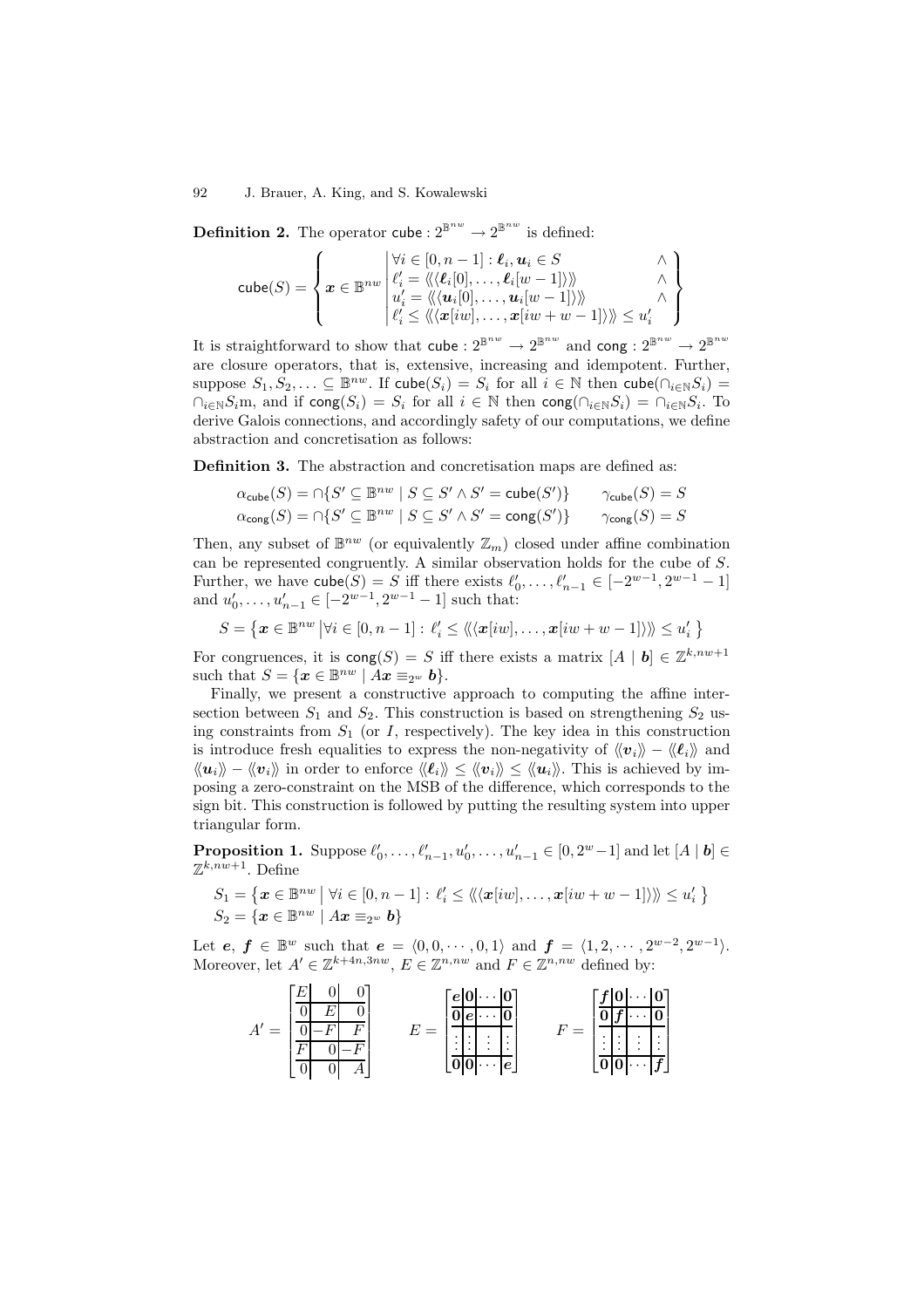**Definition 2.** The operator $\mathsf{cube} : 2^{\mathbb{B}^{nw}} \to 2^{\mathbb{B}^{nw}}$ is defined:

$$\mathsf{cube}(S) = \left\{ \boldsymbol{x} \in \mathbb{B}^{nw} \;\middle|\; \begin{array}{ll} \forall i \in [0, n-1] : \boldsymbol{\ell}_i, \boldsymbol{u}_i \in S & \wedge \\ \ell'_i = \langle\!\langle \langle \boldsymbol{\ell}_i[0], \ldots, \boldsymbol{\ell}_i[w-1] \rangle \rangle\!\rangle & \wedge \\ u'_i = \langle\!\langle \langle \boldsymbol{u}_i[0], \ldots, \boldsymbol{u}_i[w-1] \rangle \rangle\!\rangle & \wedge \\ \ell'_i \leq \langle\!\langle \langle \boldsymbol{x}[iw], \ldots, \boldsymbol{x}[iw+w-1] \rangle \rangle\!\rangle \leq u'_i & \end{array} \right\}$$

It is straightforward to show that $\mathsf{cube} : 2^{\mathbb{B}^{nw}} \to 2^{\mathbb{B}^{nw}}$ and $\mathsf{cong} : 2^{\mathbb{B}^{nw}} \to 2^{\mathbb{B}^{nw}}$ are closure operators, that is, extensive, increasing and idempotent. Further, suppose $S_1, S_2, \ldots \subseteq \mathbb{B}^{nw}$. If $\mathsf{cube}(S_i) = S_i$ for all $i \in \mathbb{N}$ then $\mathsf{cube}(\cap_{i \in \mathbb{N}} S_i) = \cap_{i \in \mathbb{N}} S_i$m, and if $\mathsf{cong}(S_i) = S_i$ for all $i \in \mathbb{N}$ then $\mathsf{cong}(\cap_{i \in \mathbb{N}} S_i) = \cap_{i \in \mathbb{N}} S_i$. To derive Galois connections, and accordingly safety of our computations, we define abstraction and concretisation as follows:

**Definition 3.** The abstraction and concretisation maps are defined as:

$$\alpha_{\mathsf{cube}}(S) = \cap\{S' \subseteq \mathbb{B}^{nw} \mid S \subseteq S' \wedge S' = \mathsf{cube}(S')\} \qquad \gamma_{\mathsf{cube}}(S) = S$$
$$\alpha_{\mathsf{cong}}(S) = \cap\{S' \subseteq \mathbb{B}^{nw} \mid S \subseteq S' \wedge S' = \mathsf{cong}(S')\} \qquad \gamma_{\mathsf{cong}}(S) = S$$

Then, any subset of $\mathbb{B}^{nw}$ (or equivalently $\mathbb{Z}_m$) closed under affine combination can be represented congruently. A similar observation holds for the cube of $S$. Further, we have $\mathsf{cube}(S) = S$ iff there exists $\ell'_0, \ldots, \ell'_{n-1} \in [-2^{w-1}, 2^{w-1}-1]$ and $u'_0, \ldots, u'_{n-1} \in [-2^{w-1}, 2^{w-1}-1]$ such that:

$$S = \left\{ \boldsymbol{x} \in \mathbb{B}^{nw} \,\middle|\, \forall i \in [0, n-1] : \ell'_i \leq \langle\!\langle \langle \boldsymbol{x}[iw], \ldots, \boldsymbol{x}[iw+w-1] \rangle \rangle\!\rangle \leq u'_i \right\}$$

For congruences, it is $\mathsf{cong}(S) = S$ iff there exists a matrix $[A \mid \boldsymbol{b}] \in \mathbb{Z}^{k, nw+1}$ such that $S = \{\boldsymbol{x} \in \mathbb{B}^{nw} \mid A\boldsymbol{x} \equiv_{2^w} \boldsymbol{b}\}$.

Finally, we present a constructive approach to computing the affine intersection between $S_1$ and $S_2$. This construction is based on strengthening $S_2$ using constraints from $S_1$ (or $I$, respectively). The key idea in this construction is introduce fresh equalities to express the non-negativity of $\langle\!\langle \boldsymbol{v}_i \rangle\!\rangle - \langle\!\langle \boldsymbol{\ell}_i \rangle\!\rangle$ and $\langle\!\langle \boldsymbol{u}_i \rangle\!\rangle - \langle\!\langle \boldsymbol{v}_i \rangle\!\rangle$ in order to enforce $\langle\!\langle \boldsymbol{\ell}_i \rangle\!\rangle \leq \langle\!\langle \boldsymbol{v}_i \rangle\!\rangle \leq \langle\!\langle \boldsymbol{u}_i \rangle\!\rangle$. This is achieved by imposing a zero-constraint on the MSB of the difference, which corresponds to the sign bit. This construction is followed by putting the resulting system into upper triangular form.

**Proposition 1.** Suppose $\ell'_0, \ldots, \ell'_{n-1}, u'_0, \ldots, u'_{n-1} \in [0, 2^w - 1]$ and let $[A \mid \boldsymbol{b}] \in \mathbb{Z}^{k, nw+1}$. Define

$$S_1 = \left\{ \boldsymbol{x} \in \mathbb{B}^{nw} \,\middle|\, \forall i \in [0, n-1] : \ell'_i \leq \langle\!\langle \langle \boldsymbol{x}[iw], \ldots, \boldsymbol{x}[iw+w-1] \rangle \rangle\!\rangle \leq u'_i \right\}$$
$$S_2 = \{\boldsymbol{x} \in \mathbb{B}^{nw} \mid A\boldsymbol{x} \equiv_{2^w} \boldsymbol{b}\}$$

Let $\boldsymbol{e}, \boldsymbol{f} \in \mathbb{B}^w$ such that $\boldsymbol{e} = \langle 0, 0, \cdots, 0, 1 \rangle$ and $\boldsymbol{f} = \langle 1, 2, \cdots, 2^{w-2}, 2^{w-1} \rangle$. Moreover, let $A' \in \mathbb{Z}^{k+4n, 3nw}$, $E \in \mathbb{Z}^{n, nw}$ and $F \in \mathbb{Z}^{n, nw}$ defined by:

$$A' = \left[\begin{array}{c|c|c} E & 0 & 0 \\ \hline 0 & E & 0 \\ \hline 0 & -F & F \\ \hline F & 0 & -F \\ \hline 0 & 0 & A \end{array}\right] \qquad E = \left[\begin{array}{c|c|c|c} \boldsymbol{e} & \boldsymbol{0} & \cdots & \boldsymbol{0} \\ \hline \boldsymbol{0} & \boldsymbol{e} & \cdots & \boldsymbol{0} \\ \hline \vdots & \vdots & \vdots & \vdots \\ \hline \boldsymbol{0} & \boldsymbol{0} & \cdots & \boldsymbol{e} \end{array}\right] \qquad F = \left[\begin{array}{c|c|c|c} \boldsymbol{f} & \boldsymbol{0} & \cdots & \boldsymbol{0} \\ \hline \boldsymbol{0} & \boldsymbol{f} & \cdots & \boldsymbol{0} \\ \hline \vdots & \vdots & \vdots & \vdots \\ \hline \boldsymbol{0} & \boldsymbol{0} & \cdots & \boldsymbol{f} \end{array}\right]$$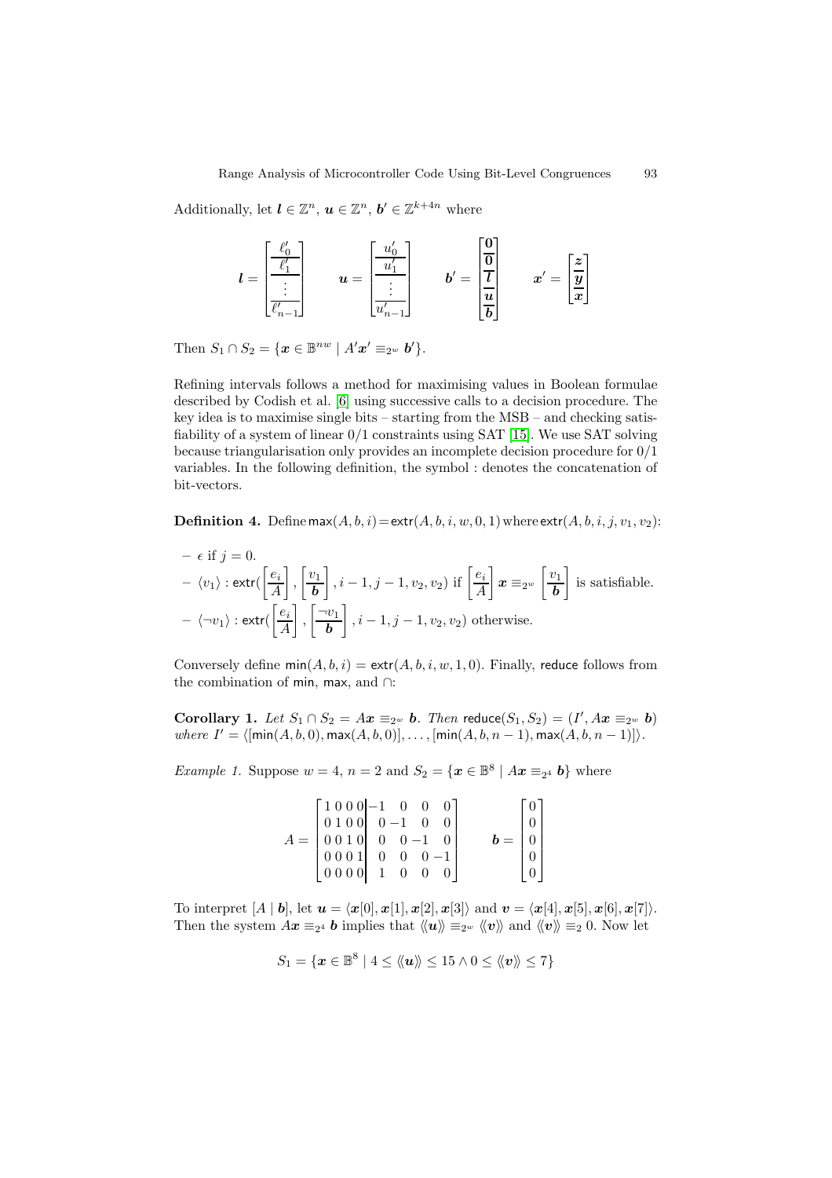Additionally, let $\boldsymbol{l} \in \mathbb{Z}^n$, $\boldsymbol{u} \in \mathbb{Z}^n$, $\boldsymbol{b}' \in \mathbb{Z}^{k+4n}$ where

$$\boldsymbol{l} = \begin{bmatrix} \ell'_0 \\ \hline \ell'_1 \\ \hline \vdots \\ \hline \ell'_{n-1} \end{bmatrix} \qquad \boldsymbol{u} = \begin{bmatrix} u'_0 \\ \hline u'_1 \\ \hline \vdots \\ \hline u'_{n-1} \end{bmatrix} \qquad \boldsymbol{b}' = \begin{bmatrix} \boldsymbol{0} \\ \hline \boldsymbol{0} \\ \hline \boldsymbol{l} \\ \hline \boldsymbol{u} \\ \hline \boldsymbol{b} \end{bmatrix} \qquad \boldsymbol{x}' = \begin{bmatrix} \boldsymbol{z} \\ \hline \boldsymbol{y} \\ \hline \boldsymbol{x} \end{bmatrix}$$

Then $S_1 \cap S_2 = \{\boldsymbol{x} \in \mathbb{B}^{nw} \mid A'\boldsymbol{x}' \equiv_{2^w} \boldsymbol{b}'\}$.

Refining intervals follows a method for maximising values in Boolean formulae described by Codish et al. [6] using successive calls to a decision procedure. The key idea is to maximise single bits – starting from the MSB – and checking satisfiability of a system of linear 0/1 constraints using SAT [15]. We use SAT solving because triangularisation only provides an incomplete decision procedure for 0/1 variables. In the following definition, the symbol : denotes the concatenation of bit-vectors.

**Definition 4.** Define $\mathsf{max}(A, b, i) = \mathsf{extr}(A, b, i, w, 0, 1)$ where $\mathsf{extr}(A, b, i, j, v_1, v_2)$:

- $\epsilon$ if $j = 0$.
- $\langle v_1 \rangle : \mathsf{extr}(\begin{bmatrix} e_i \\ \hline A \end{bmatrix}, \begin{bmatrix} v_1 \\ \hline \boldsymbol{b} \end{bmatrix}, i-1, j-1, v_2, v_2)$ if $\begin{bmatrix} e_i \\ \hline A \end{bmatrix} \boldsymbol{x} \equiv_{2^w} \begin{bmatrix} v_1 \\ \hline \boldsymbol{b} \end{bmatrix}$ is satisfiable.
- $\langle \neg v_1 \rangle : \mathsf{extr}(\begin{bmatrix} e_i \\ \hline A \end{bmatrix}, \begin{bmatrix} \neg v_1 \\ \hline \boldsymbol{b} \end{bmatrix}, i-1, j-1, v_2, v_2)$ otherwise.

Conversely define $\mathsf{min}(A, b, i) = \mathsf{extr}(A, b, i, w, 1, 0)$. Finally, $\mathsf{reduce}$ follows from the combination of $\mathsf{min}$, $\mathsf{max}$, and $\cap$:

**Corollary 1.** *Let $S_1 \cap S_2 = A\boldsymbol{x} \equiv_{2^w} \boldsymbol{b}$. Then $\mathsf{reduce}(S_1, S_2) = (I', A\boldsymbol{x} \equiv_{2^w} \boldsymbol{b})$ where $I' = \langle [\mathsf{min}(A, b, 0), \mathsf{max}(A, b, 0)], \ldots, [\mathsf{min}(A, b, n-1), \mathsf{max}(A, b, n-1)] \rangle$.*

*Example 1.* Suppose $w = 4$, $n = 2$ and $S_2 = \{\boldsymbol{x} \in \mathbb{B}^8 \mid A\boldsymbol{x} \equiv_{2^4} \boldsymbol{b}\}$ where

$$A = \left[\begin{array}{cccc|cccc} 1 & 0 & 0 & 0 & -1 & 0 & 0 & 0 \\ 0 & 1 & 0 & 0 & 0 & -1 & 0 & 0 \\ 0 & 0 & 1 & 0 & 0 & 0 & -1 & 0 \\ 0 & 0 & 0 & 1 & 0 & 0 & 0 & -1 \\ 0 & 0 & 0 & 0 & 1 & 0 & 0 & 0 \end{array}\right] \qquad \boldsymbol{b} = \begin{bmatrix} 0 \\ 0 \\ 0 \\ 0 \\ 0 \end{bmatrix}$$

To interpret $[A \mid \boldsymbol{b}]$, let $\boldsymbol{u} = \langle \boldsymbol{x}[0], \boldsymbol{x}[1], \boldsymbol{x}[2], \boldsymbol{x}[3] \rangle$ and $\boldsymbol{v} = \langle \boldsymbol{x}[4], \boldsymbol{x}[5], \boldsymbol{x}[6], \boldsymbol{x}[7] \rangle$. Then the system $A\boldsymbol{x} \equiv_{2^4} \boldsymbol{b}$ implies that $\langle\!\langle \boldsymbol{u} \rangle\!\rangle \equiv_{2^w} \langle\!\langle \boldsymbol{v} \rangle\!\rangle$ and $\langle\!\langle \boldsymbol{v} \rangle\!\rangle \equiv_2 0$. Now let

$$S_1 = \{\boldsymbol{x} \in \mathbb{B}^8 \mid 4 \leq \langle\!\langle \boldsymbol{u} \rangle\!\rangle \leq 15 \wedge 0 \leq \langle\!\langle \boldsymbol{v} \rangle\!\rangle \leq 7\}$$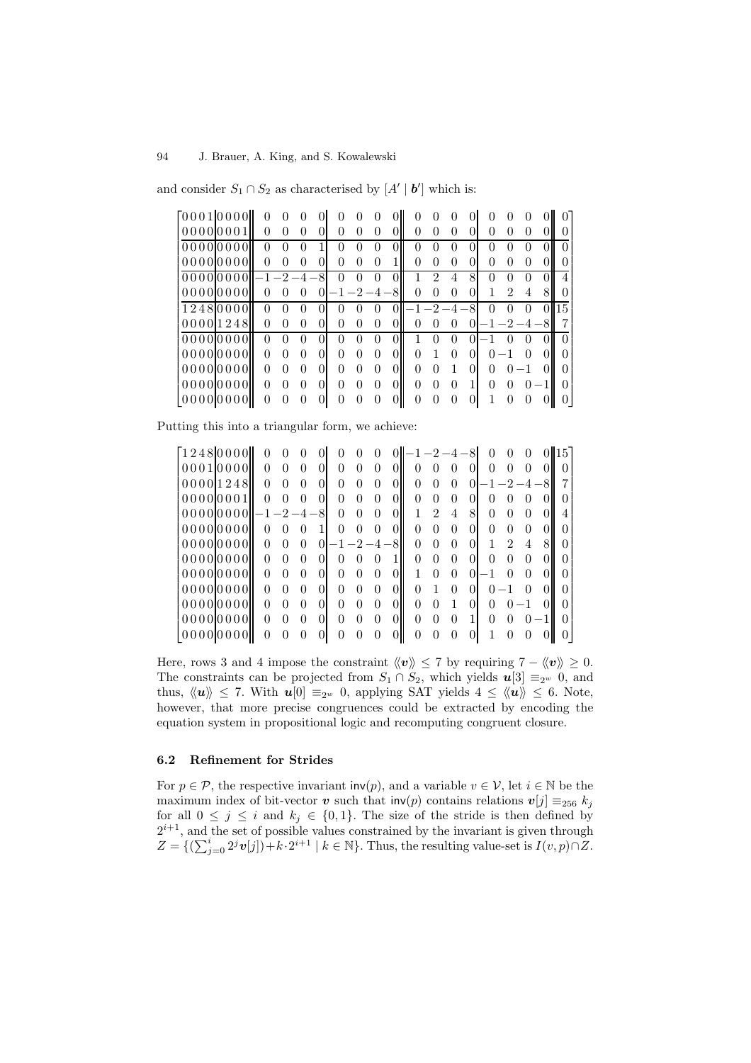and consider $S_1 \cap S_2$ as characterised by $[A' \mid \boldsymbol{b}']$ which is:

$$
\left[\begin{array}{cccc|cccc||cccc|cccc||cccc|cccc||c}
0&0&0&1&0&0&0&0&0&0&0&0&0&0&0&0&0&0&0&0&0&0&0&0&0\\
0&0&0&0&0&0&0&1&0&0&0&0&0&0&0&0&0&0&0&0&0&0&0&0&0\\
\hline
0&0&0&0&0&0&0&0&0&0&0&1&0&0&0&0&0&0&0&0&0&0&0&0&0\\
0&0&0&0&0&0&0&0&0&0&0&0&0&0&0&1&0&0&0&0&0&0&0&0&0\\
\hline
0&0&0&0&0&0&0&0&-1&-2&-4&-8&0&0&0&0&1&2&4&8&0&0&0&0&4\\
0&0&0&0&0&0&0&0&0&0&0&0&-1&-2&-4&-8&0&0&0&0&1&2&4&8&0\\
\hline
1&2&4&8&0&0&0&0&0&0&0&0&0&0&0&0&-1&-2&-4&-8&0&0&0&0&15\\
0&0&0&0&1&2&4&8&0&0&0&0&0&0&0&0&0&0&0&0&-1&-2&-4&-8&7\\
\hline
0&0&0&0&0&0&0&0&0&0&0&0&0&0&0&0&1&0&0&0&-1&0&0&0&0\\
0&0&0&0&0&0&0&0&0&0&0&0&0&0&0&0&0&1&0&0&0&-1&0&0&0\\
0&0&0&0&0&0&0&0&0&0&0&0&0&0&0&0&0&0&1&0&0&0&-1&0&0\\
0&0&0&0&0&0&0&0&0&0&0&0&0&0&0&0&0&0&0&1&0&0&0&-1&0\\
0&0&0&0&0&0&0&0&0&0&0&0&0&0&0&0&0&0&0&0&1&0&0&0&0
\end{array}\right]
$$

Putting this into a triangular form, we achieve:

$$
\left[\begin{array}{cccc|cccc||cccc|cccc||cccc|cccc||c}
1&2&4&8&0&0&0&0&0&0&0&0&0&0&0&0&-1&-2&-4&-8&0&0&0&0&15\\
0&0&0&1&0&0&0&0&0&0&0&0&0&0&0&0&0&0&0&0&0&0&0&0&0\\
0&0&0&0&1&2&4&8&0&0&0&0&0&0&0&0&0&0&0&0&-1&-2&-4&-8&7\\
0&0&0&0&0&0&0&1&0&0&0&0&0&0&0&0&0&0&0&0&0&0&0&0&0\\
0&0&0&0&0&0&0&0&-1&-2&-4&-8&0&0&0&0&1&2&4&8&0&0&0&0&4\\
0&0&0&0&0&0&0&0&0&0&0&1&0&0&0&0&0&0&0&0&0&0&0&0&0\\
0&0&0&0&0&0&0&0&0&0&0&0&-1&-2&-4&-8&0&0&0&0&1&2&4&8&0\\
0&0&0&0&0&0&0&0&0&0&0&0&0&0&0&1&0&0&0&0&0&0&0&0&0\\
0&0&0&0&0&0&0&0&0&0&0&0&0&0&0&0&1&0&0&0&-1&0&0&0&0\\
0&0&0&0&0&0&0&0&0&0&0&0&0&0&0&0&0&1&0&0&0&-1&0&0&0\\
0&0&0&0&0&0&0&0&0&0&0&0&0&0&0&0&0&0&1&0&0&0&-1&0&0\\
0&0&0&0&0&0&0&0&0&0&0&0&0&0&0&0&0&0&0&1&0&0&0&-1&0\\
0&0&0&0&0&0&0&0&0&0&0&0&0&0&0&0&0&0&0&0&1&0&0&0&0
\end{array}\right]
$$

Here, rows 3 and 4 impose the constraint $\langle\!\langle \boldsymbol{v} \rangle\!\rangle \leq 7$ by requiring $7 - \langle\!\langle \boldsymbol{v} \rangle\!\rangle \geq 0$. The constraints can be projected from $S_1 \cap S_2$, which yields $\boldsymbol{u}[3] \equiv_{2^w} 0$, and thus, $\langle\!\langle \boldsymbol{u} \rangle\!\rangle \leq 7$. With $\boldsymbol{u}[0] \equiv_{2^w} 0$, applying SAT yields $4 \leq \langle\!\langle \boldsymbol{u} \rangle\!\rangle \leq 6$. Note, however, that more precise congruences could be extracted by encoding the equation system in propositional logic and recomputing congruent closure.

### 6.2 Refinement for Strides

For $p \in \mathcal{P}$, the respective invariant $\mathsf{inv}(p)$, and a variable $v \in \mathcal{V}$, let $i \in \mathbb{N}$ be the maximum index of bit-vector $\boldsymbol{v}$ such that $\mathsf{inv}(p)$ contains relations $\boldsymbol{v}[j] \equiv_{256} k_j$ for all $0 \leq j \leq i$ and $k_j \in \{0, 1\}$. The size of the stride is then defined by $2^{i+1}$, and the set of possible values constrained by the invariant is given through $Z = \{(\sum_{j=0}^{i} 2^j \boldsymbol{v}[j]) + k \cdot 2^{i+1} \mid k \in \mathbb{N}\}$. Thus, the resulting value-set is $I(v, p) \cap Z$.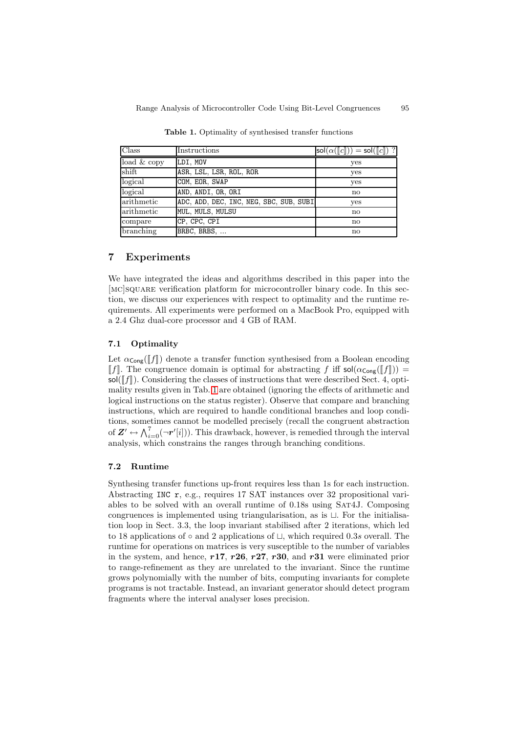**Table 1.** Optimality of synthesised transfer functions

| Class | Instructions | $\mathsf{sol}(\alpha(\llbracket c \rrbracket)) = \mathsf{sol}(\llbracket c \rrbracket)$ ? |
|---|---|---|
| load & copy | `LDI, MOV` | yes |
| shift | `ASR, LSL, LSR, ROL, ROR` | yes |
| logical | `COM, EOR, SWAP` | yes |
| logical | `AND, ANDI, OR, ORI` | no |
| arithmetic | `ADC, ADD, DEC, INC, NEG, SBC, SUB, SUBI` | yes |
| arithmetic | `MUL, MULS, MULSU` | no |
| compare | `CP, CPC, CPI` | no |
| branching | `BRBC, BRBS, ...` | no |

## 7 Experiments

We have integrated the ideas and algorithms described in this paper into the [MC]SQUARE verification platform for microcontroller binary code. In this section, we discuss our experiences with respect to optimality and the runtime requirements. All experiments were performed on a MacBook Pro, equipped with a 2.4 Ghz dual-core processor and 4 GB of RAM.

### 7.1 Optimality

Let $\alpha_{\mathsf{Cong}}(\llbracket f \rrbracket)$ denote a transfer function synthesised from a Boolean encoding $\llbracket f \rrbracket$. The congruence domain is optimal for abstracting $f$ iff $\mathsf{sol}(\alpha_{\mathsf{Cong}}(\llbracket f \rrbracket)) = \mathsf{sol}(\llbracket f \rrbracket)$. Considering the classes of instructions that were described Sect. 4, optimality results given in Tab. 1 are obtained (ignoring the effects of arithmetic and logical instructions on the status register). Observe that compare and branching instructions, which are required to handle conditional branches and loop conditions, sometimes cannot be modelled precisely (recall the congruent abstraction of $\boldsymbol{Z}' \leftrightarrow \bigwedge_{i=0}^{7}(\neg \boldsymbol{r}'[i])$). This drawback, however, is remedied through the interval analysis, which constrains the ranges through branching conditions.

### 7.2 Runtime

Synthesing transfer functions up-front requires less than 1s for each instruction. Abstracting `INC r`, e.g., requires 17 SAT instances over 32 propositional variables to be solved with an overall runtime of 0.18s using SAT4J. Composing congruences is implemented using triangularisation, as is $\sqcup$. For the initialisation loop in Sect. 3.3, the loop invariant stabilised after 2 iterations, which led to 18 applications of $\circ$ and 2 applications of $\sqcup$, which required 0.3$s$ overall. The runtime for operations on matrices is very susceptible to the number of variables in the system, and hence, $\boldsymbol{r17}$, $\boldsymbol{r26}$, $\boldsymbol{r27}$, $\boldsymbol{r30}$, and $\boldsymbol{r31}$ were eliminated prior to range-refinement as they are unrelated to the invariant. Since the runtime grows polynomially with the number of bits, computing invariants for complete programs is not tractable. Instead, an invariant generator should detect program fragments where the interval analyser loses precision.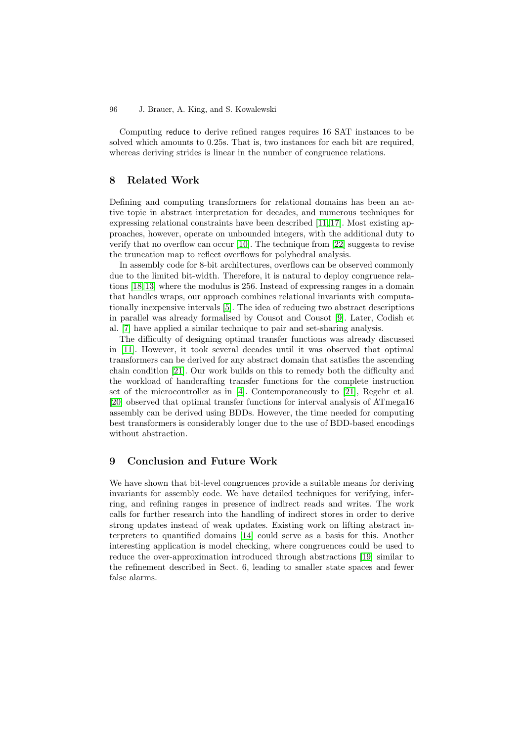Computing reduce to derive refined ranges requires 16 SAT instances to be solved which amounts to 0.25s. That is, two instances for each bit are required, whereas deriving strides is linear in the number of congruence relations.

## 8 Related Work

Defining and computing transformers for relational domains has been an active topic in abstract interpretation for decades, and numerous techniques for expressing relational constraints have been described [11,17]. Most existing approaches, however, operate on unbounded integers, with the additional duty to verify that no overflow can occur [10]. The technique from [22] suggests to revise the truncation map to reflect overflows for polyhedral analysis.

In assembly code for 8-bit architectures, overflows can be observed commonly due to the limited bit-width. Therefore, it is natural to deploy congruence relations [18,13] where the modulus is 256. Instead of expressing ranges in a domain that handles wraps, our approach combines relational invariants with computationally inexpensive intervals [5]. The idea of reducing two abstract descriptions in parallel was already formalised by Cousot and Cousot [9]. Later, Codish et al. [7] have applied a similar technique to pair and set-sharing analysis.

The difficulty of designing optimal transfer functions was already discussed in [11]. However, it took several decades until it was observed that optimal transformers can be derived for any abstract domain that satisfies the ascending chain condition [21]. Our work builds on this to remedy both the difficulty and the workload of handcrafting transfer functions for the complete instruction set of the microcontroller as in [4]. Contemporaneously to [21], Regehr et al. [20] observed that optimal transfer functions for interval analysis of ATmega16 assembly can be derived using BDDs. However, the time needed for computing best transformers is considerably longer due to the use of BDD-based encodings without abstraction.

## 9 Conclusion and Future Work

We have shown that bit-level congruences provide a suitable means for deriving invariants for assembly code. We have detailed techniques for verifying, inferring, and refining ranges in presence of indirect reads and writes. The work calls for further research into the handling of indirect stores in order to derive strong updates instead of weak updates. Existing work on lifting abstract interpreters to quantified domains [14] could serve as a basis for this. Another interesting application is model checking, where congruences could be used to reduce the over-approximation introduced through abstractions [19] similar to the refinement described in Sect. 6, leading to smaller state spaces and fewer false alarms.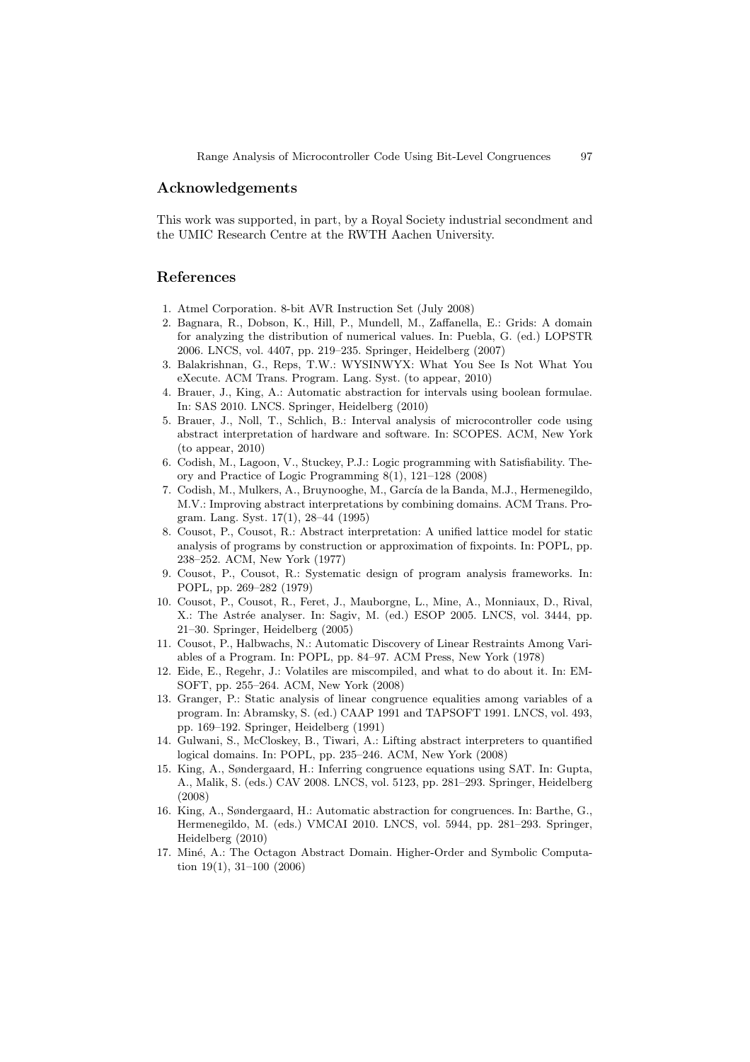## Acknowledgements

This work was supported, in part, by a Royal Society industrial secondment and the UMIC Research Centre at the RWTH Aachen University.

## References

1. Atmel Corporation. 8-bit AVR Instruction Set (July 2008)
2. Bagnara, R., Dobson, K., Hill, P., Mundell, M., Zaffanella, E.: Grids: A domain for analyzing the distribution of numerical values. In: Puebla, G. (ed.) LOPSTR 2006. LNCS, vol. 4407, pp. 219–235. Springer, Heidelberg (2007)
3. Balakrishnan, G., Reps, T.W.: WYSINWYX: What You See Is Not What You eXecute. ACM Trans. Program. Lang. Syst. (to appear, 2010)
4. Brauer, J., King, A.: Automatic abstraction for intervals using boolean formulae. In: SAS 2010. LNCS. Springer, Heidelberg (2010)
5. Brauer, J., Noll, T., Schlich, B.: Interval analysis of microcontroller code using abstract interpretation of hardware and software. In: SCOPES. ACM, New York (to appear, 2010)
6. Codish, M., Lagoon, V., Stuckey, P.J.: Logic programming with Satisfiability. Theory and Practice of Logic Programming 8(1), 121–128 (2008)
7. Codish, M., Mulkers, A., Bruynooghe, M., García de la Banda, M.J., Hermenegildo, M.V.: Improving abstract interpretations by combining domains. ACM Trans. Program. Lang. Syst. 17(1), 28–44 (1995)
8. Cousot, P., Cousot, R.: Abstract interpretation: A unified lattice model for static analysis of programs by construction or approximation of fixpoints. In: POPL, pp. 238–252. ACM, New York (1977)
9. Cousot, P., Cousot, R.: Systematic design of program analysis frameworks. In: POPL, pp. 269–282 (1979)
10. Cousot, P., Cousot, R., Feret, J., Mauborgne, L., Mine, A., Monniaux, D., Rival, X.: The Astrée analyser. In: Sagiv, M. (ed.) ESOP 2005. LNCS, vol. 3444, pp. 21–30. Springer, Heidelberg (2005)
11. Cousot, P., Halbwachs, N.: Automatic Discovery of Linear Restraints Among Variables of a Program. In: POPL, pp. 84–97. ACM Press, New York (1978)
12. Eide, E., Regehr, J.: Volatiles are miscompiled, and what to do about it. In: EMSOFT, pp. 255–264. ACM, New York (2008)
13. Granger, P.: Static analysis of linear congruence equalities among variables of a program. In: Abramsky, S. (ed.) CAAP 1991 and TAPSOFT 1991. LNCS, vol. 493, pp. 169–192. Springer, Heidelberg (1991)
14. Gulwani, S., McCloskey, B., Tiwari, A.: Lifting abstract interpreters to quantified logical domains. In: POPL, pp. 235–246. ACM, New York (2008)
15. King, A., Søndergaard, H.: Inferring congruence equations using SAT. In: Gupta, A., Malik, S. (eds.) CAV 2008. LNCS, vol. 5123, pp. 281–293. Springer, Heidelberg (2008)
16. King, A., Søndergaard, H.: Automatic abstraction for congruences. In: Barthe, G., Hermenegildo, M. (eds.) VMCAI 2010. LNCS, vol. 5944, pp. 281–293. Springer, Heidelberg (2010)
17. Miné, A.: The Octagon Abstract Domain. Higher-Order and Symbolic Computation 19(1), 31–100 (2006)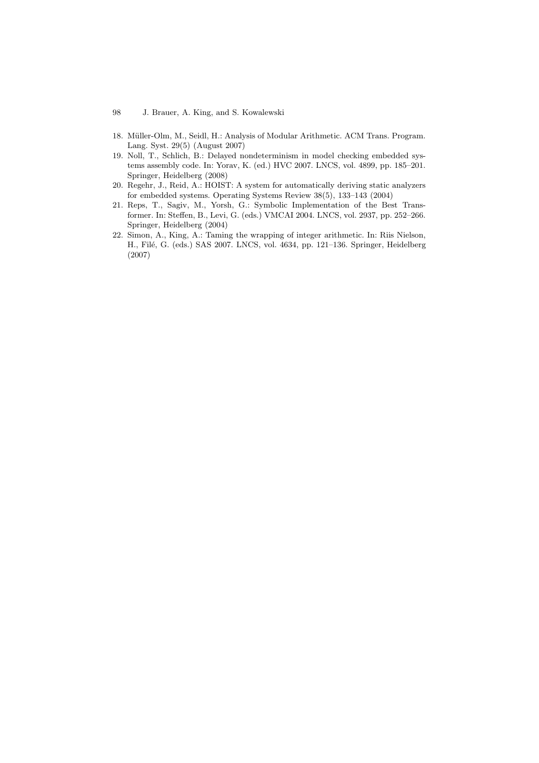18. Müller-Olm, M., Seidl, H.: Analysis of Modular Arithmetic. ACM Trans. Program. Lang. Syst. 29(5) (August 2007)
19. Noll, T., Schlich, B.: Delayed nondeterminism in model checking embedded systems assembly code. In: Yorav, K. (ed.) HVC 2007. LNCS, vol. 4899, pp. 185–201. Springer, Heidelberg (2008)
20. Regehr, J., Reid, A.: HOIST: A system for automatically deriving static analyzers for embedded systems. Operating Systems Review 38(5), 133–143 (2004)
21. Reps, T., Sagiv, M., Yorsh, G.: Symbolic Implementation of the Best Transformer. In: Steffen, B., Levi, G. (eds.) VMCAI 2004. LNCS, vol. 2937, pp. 252–266. Springer, Heidelberg (2004)
22. Simon, A., King, A.: Taming the wrapping of integer arithmetic. In: Riis Nielson, H., Filé, G. (eds.) SAS 2007. LNCS, vol. 4634, pp. 121–136. Springer, Heidelberg (2007)